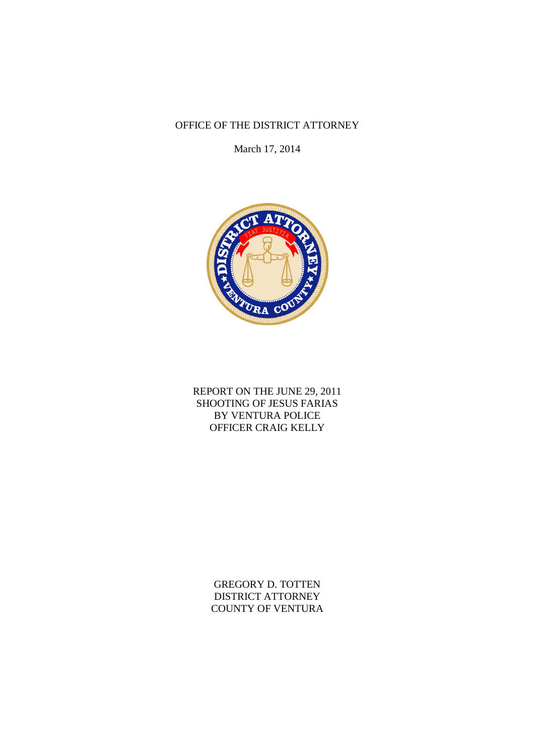OFFICE OF THE DISTRICT ATTORNEY

March 17, 2014

# REPORT ON THE JUNE 29, 2011 SHOOTING OF JESUS FARIAS BY VENTURA POLICE OFFICER CRAIG KELLY

GREGORY D. TOTTEN
DISTRICT ATTORNEY
COUNTY OF VENTURA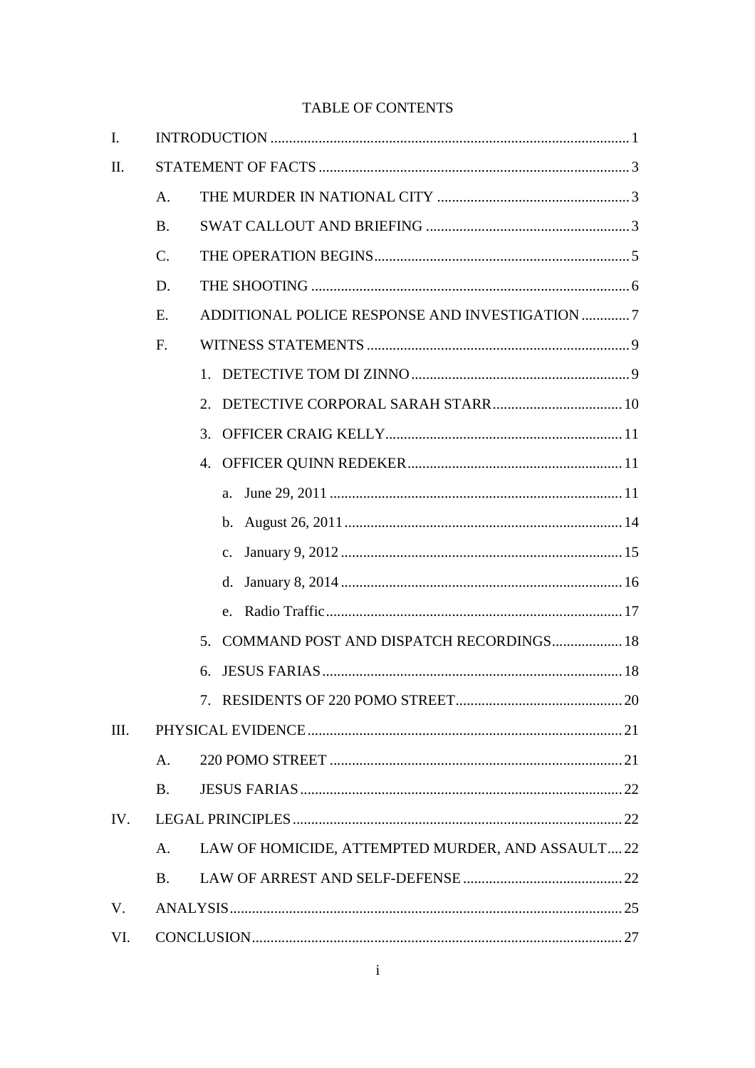# TABLE OF CONTENTS

I. INTRODUCTION .......... 1

II. STATEMENT OF FACTS .......... 3

- A. THE MURDER IN NATIONAL CITY .......... 3
- B. SWAT CALLOUT AND BRIEFING .......... 3
- C. THE OPERATION BEGINS .......... 5
- D. THE SHOOTING .......... 6
- E. ADDITIONAL POLICE RESPONSE AND INVESTIGATION .......... 7
- F. WITNESS STATEMENTS .......... 9
  1. DETECTIVE TOM DI ZINNO .......... 9
  2. DETECTIVE CORPORAL SARAH STARR .......... 10
  3. OFFICER CRAIG KELLY .......... 11
  4. OFFICER QUINN REDEKER .......... 11
     - a. June 29, 2011 .......... 11
     - b. August 26, 2011 .......... 14
     - c. January 9, 2012 .......... 15
     - d. January 8, 2014 .......... 16
     - e. Radio Traffic .......... 17
  5. COMMAND POST AND DISPATCH RECORDINGS .......... 18
  6. JESUS FARIAS .......... 18
  7. RESIDENTS OF 220 POMO STREET .......... 20

III. PHYSICAL EVIDENCE .......... 21

- A. 220 POMO STREET .......... 21
- B. JESUS FARIAS .......... 22

IV. LEGAL PRINCIPLES .......... 22

- A. LAW OF HOMICIDE, ATTEMPTED MURDER, AND ASSAULT .......... 22
- B. LAW OF ARREST AND SELF-DEFENSE .......... 22

V. ANALYSIS .......... 25

VI. CONCLUSION .......... 27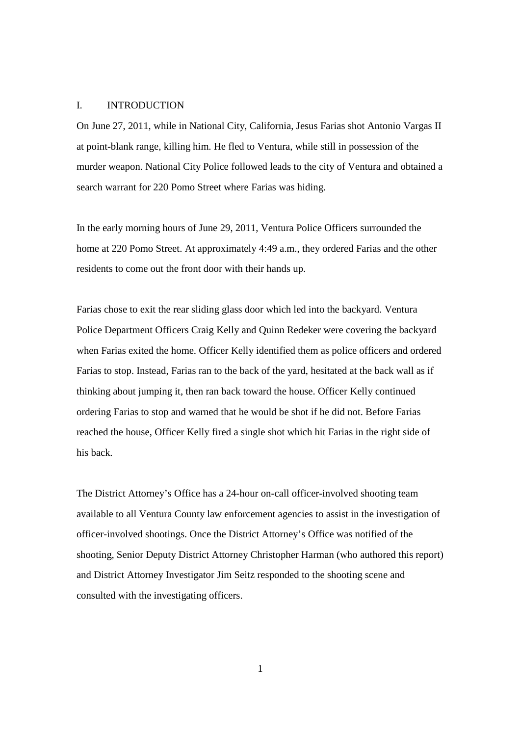## I. INTRODUCTION

On June 27, 2011, while in National City, California, Jesus Farias shot Antonio Vargas II at point-blank range, killing him. He fled to Ventura, while still in possession of the murder weapon. National City Police followed leads to the city of Ventura and obtained a search warrant for 220 Pomo Street where Farias was hiding.

In the early morning hours of June 29, 2011, Ventura Police Officers surrounded the home at 220 Pomo Street. At approximately 4:49 a.m., they ordered Farias and the other residents to come out the front door with their hands up.

Farias chose to exit the rear sliding glass door which led into the backyard. Ventura Police Department Officers Craig Kelly and Quinn Redeker were covering the backyard when Farias exited the home. Officer Kelly identified them as police officers and ordered Farias to stop. Instead, Farias ran to the back of the yard, hesitated at the back wall as if thinking about jumping it, then ran back toward the house. Officer Kelly continued ordering Farias to stop and warned that he would be shot if he did not. Before Farias reached the house, Officer Kelly fired a single shot which hit Farias in the right side of his back.

The District Attorney's Office has a 24-hour on-call officer-involved shooting team available to all Ventura County law enforcement agencies to assist in the investigation of officer-involved shootings. Once the District Attorney's Office was notified of the shooting, Senior Deputy District Attorney Christopher Harman (who authored this report) and District Attorney Investigator Jim Seitz responded to the shooting scene and consulted with the investigating officers.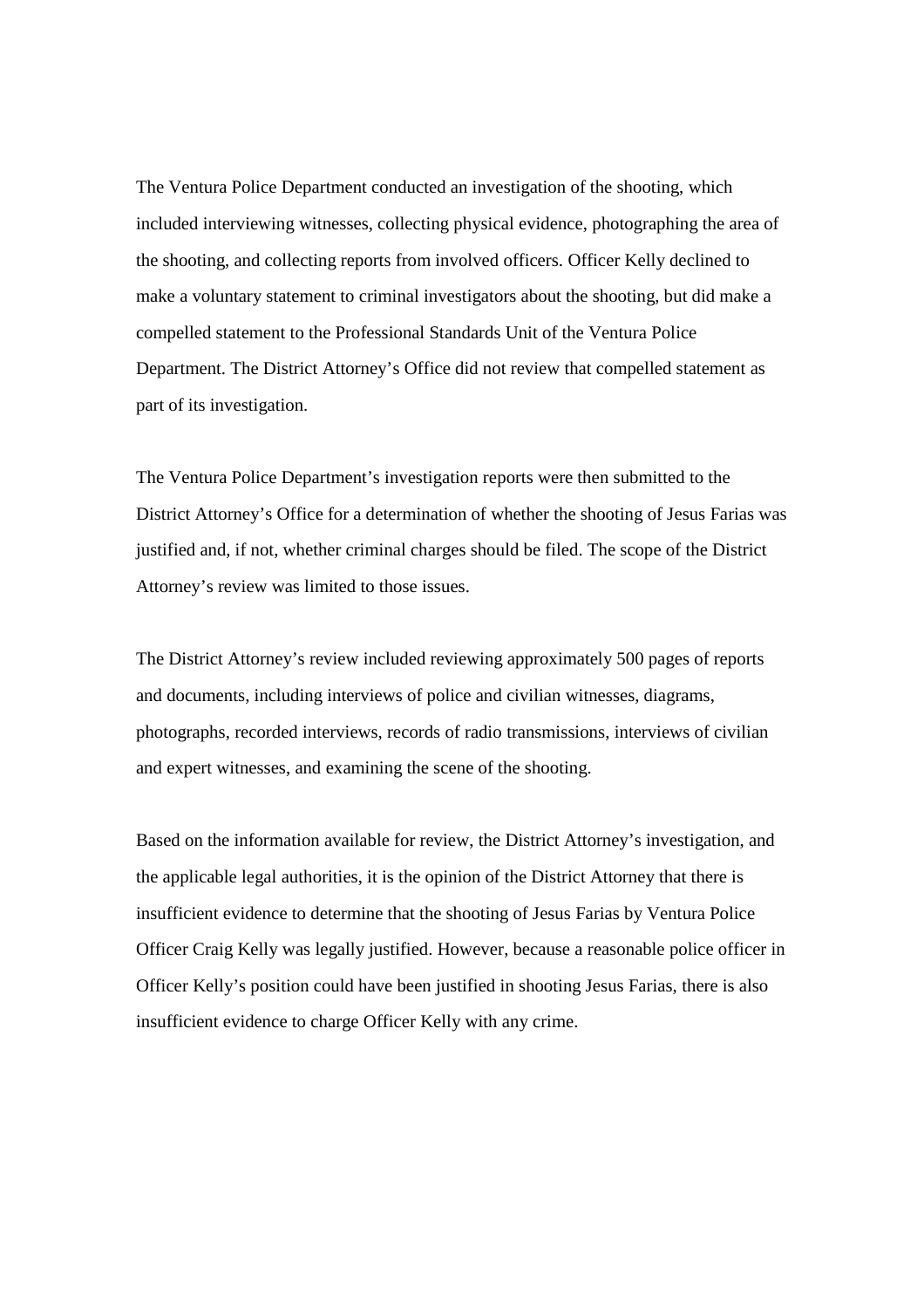The Ventura Police Department conducted an investigation of the shooting, which included interviewing witnesses, collecting physical evidence, photographing the area of the shooting, and collecting reports from involved officers. Officer Kelly declined to make a voluntary statement to criminal investigators about the shooting, but did make a compelled statement to the Professional Standards Unit of the Ventura Police Department. The District Attorney's Office did not review that compelled statement as part of its investigation.

The Ventura Police Department's investigation reports were then submitted to the District Attorney's Office for a determination of whether the shooting of Jesus Farias was justified and, if not, whether criminal charges should be filed. The scope of the District Attorney's review was limited to those issues.

The District Attorney's review included reviewing approximately 500 pages of reports and documents, including interviews of police and civilian witnesses, diagrams, photographs, recorded interviews, records of radio transmissions, interviews of civilian and expert witnesses, and examining the scene of the shooting.

Based on the information available for review, the District Attorney's investigation, and the applicable legal authorities, it is the opinion of the District Attorney that there is insufficient evidence to determine that the shooting of Jesus Farias by Ventura Police Officer Craig Kelly was legally justified. However, because a reasonable police officer in Officer Kelly's position could have been justified in shooting Jesus Farias, there is also insufficient evidence to charge Officer Kelly with any crime.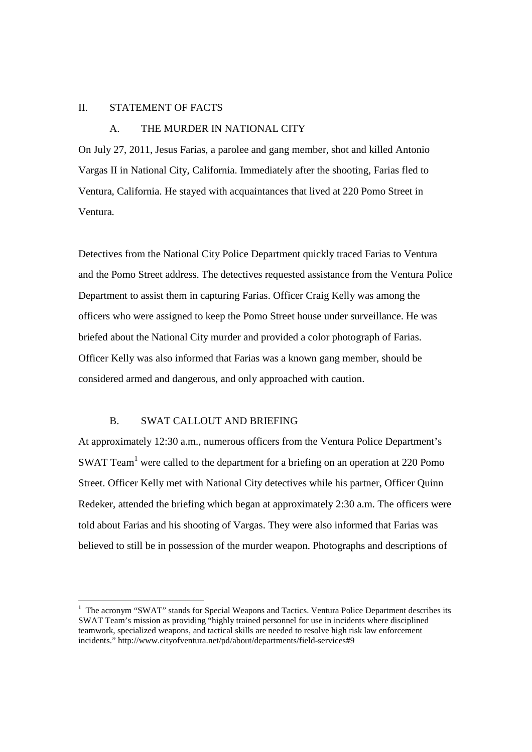## II. STATEMENT OF FACTS

### A. THE MURDER IN NATIONAL CITY

On July 27, 2011, Jesus Farias, a parolee and gang member, shot and killed Antonio Vargas II in National City, California. Immediately after the shooting, Farias fled to Ventura, California. He stayed with acquaintances that lived at 220 Pomo Street in Ventura.

Detectives from the National City Police Department quickly traced Farias to Ventura and the Pomo Street address. The detectives requested assistance from the Ventura Police Department to assist them in capturing Farias. Officer Craig Kelly was among the officers who were assigned to keep the Pomo Street house under surveillance. He was briefed about the National City murder and provided a color photograph of Farias. Officer Kelly was also informed that Farias was a known gang member, should be considered armed and dangerous, and only approached with caution.

### B. SWAT CALLOUT AND BRIEFING

At approximately 12:30 a.m., numerous officers from the Ventura Police Department's SWAT Team[1] were called to the department for a briefing on an operation at 220 Pomo Street. Officer Kelly met with National City detectives while his partner, Officer Quinn Redeker, attended the briefing which began at approximately 2:30 a.m. The officers were told about Farias and his shooting of Vargas. They were also informed that Farias was believed to still be in possession of the murder weapon. Photographs and descriptions of

---

[1] The acronym "SWAT" stands for Special Weapons and Tactics. Ventura Police Department describes its SWAT Team's mission as providing "highly trained personnel for use in incidents where disciplined teamwork, specialized weapons, and tactical skills are needed to resolve high risk law enforcement incidents." http://www.cityofventura.net/pd/about/departments/field-services#9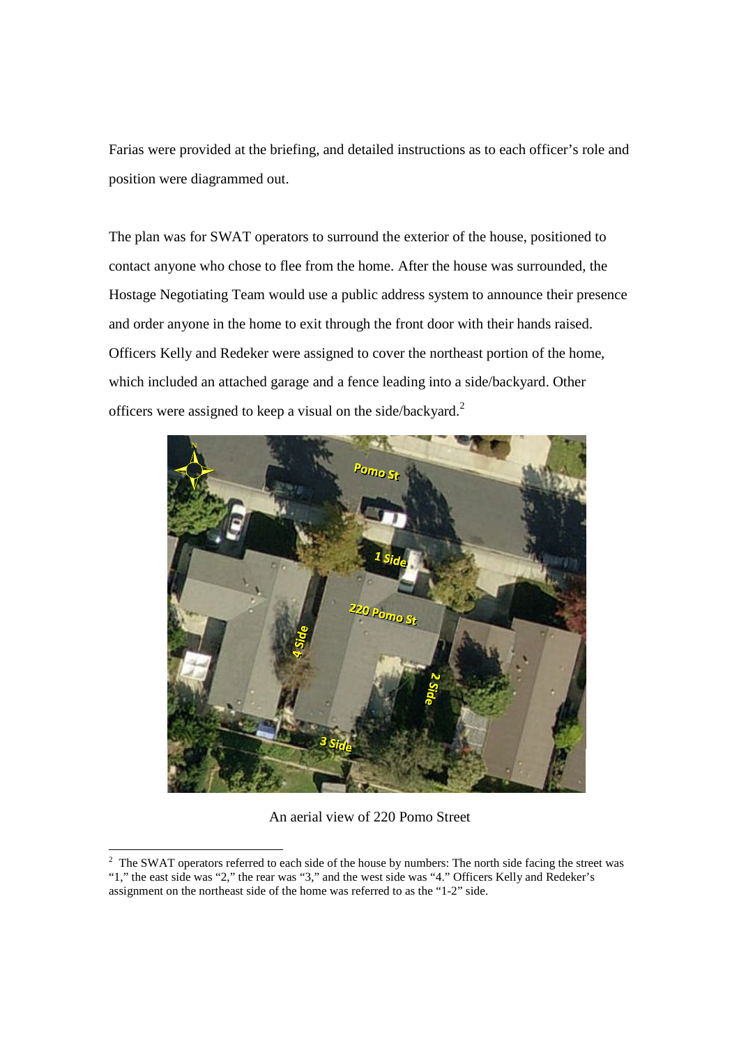Farias were provided at the briefing, and detailed instructions as to each officer's role and position were diagrammed out.

The plan was for SWAT operators to surround the exterior of the house, positioned to contact anyone who chose to flee from the home. After the house was surrounded, the Hostage Negotiating Team would use a public address system to announce their presence and order anyone in the home to exit through the front door with their hands raised. Officers Kelly and Redeker were assigned to cover the northeast portion of the home, which included an attached garage and a fence leading into a side/backyard. Other officers were assigned to keep a visual on the side/backyard.[2]

An aerial view of 220 Pomo Street

[2] The SWAT operators referred to each side of the house by numbers: The north side facing the street was "1," the east side was "2," the rear was "3," and the west side was "4." Officers Kelly and Redeker's assignment on the northeast side of the home was referred to as the "1-2" side.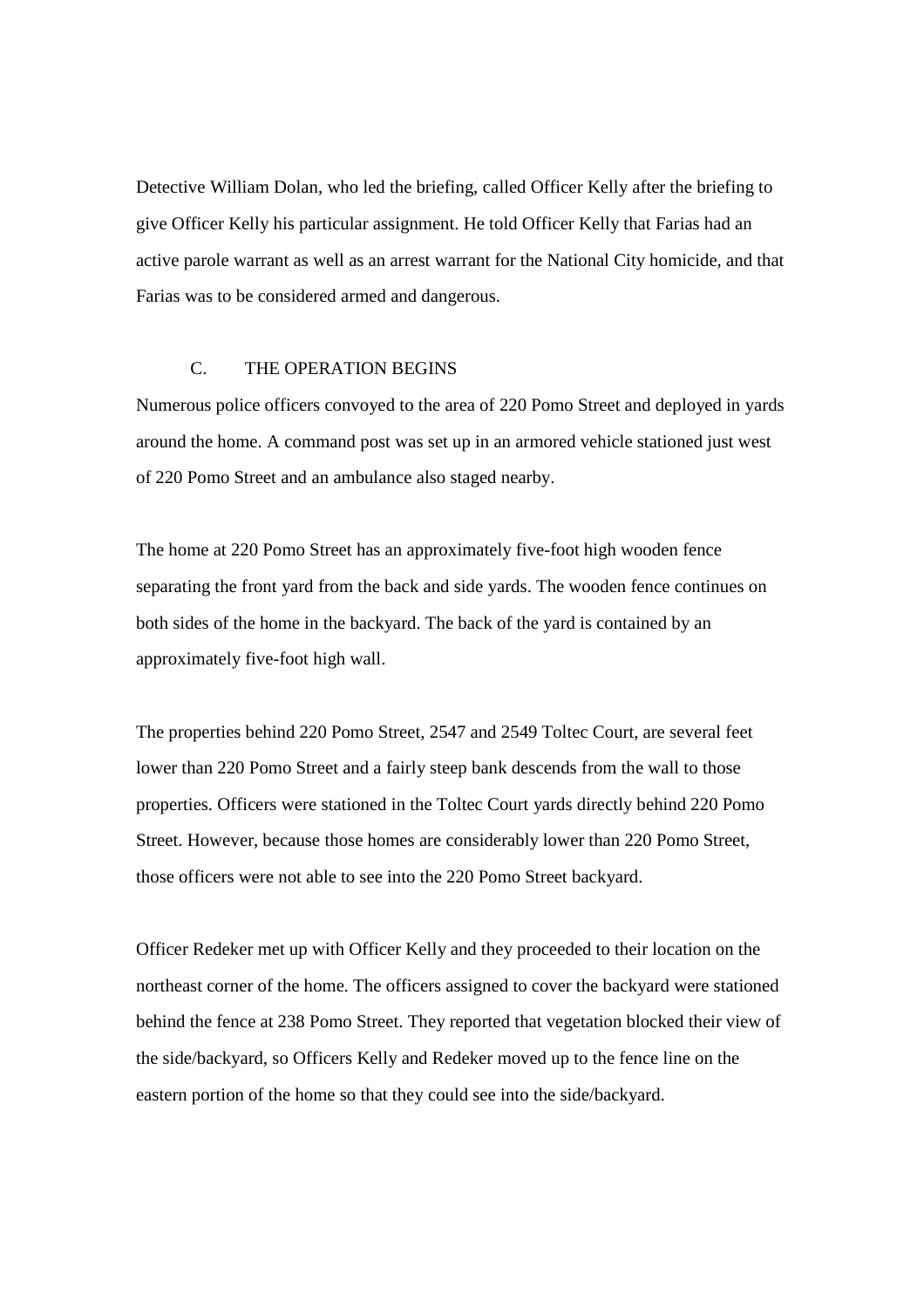Detective William Dolan, who led the briefing, called Officer Kelly after the briefing to give Officer Kelly his particular assignment. He told Officer Kelly that Farias had an active parole warrant as well as an arrest warrant for the National City homicide, and that Farias was to be considered armed and dangerous.

### C. THE OPERATION BEGINS

Numerous police officers convoyed to the area of 220 Pomo Street and deployed in yards around the home. A command post was set up in an armored vehicle stationed just west of 220 Pomo Street and an ambulance also staged nearby.

The home at 220 Pomo Street has an approximately five-foot high wooden fence separating the front yard from the back and side yards. The wooden fence continues on both sides of the home in the backyard. The back of the yard is contained by an approximately five-foot high wall.

The properties behind 220 Pomo Street, 2547 and 2549 Toltec Court, are several feet lower than 220 Pomo Street and a fairly steep bank descends from the wall to those properties. Officers were stationed in the Toltec Court yards directly behind 220 Pomo Street. However, because those homes are considerably lower than 220 Pomo Street, those officers were not able to see into the 220 Pomo Street backyard.

Officer Redeker met up with Officer Kelly and they proceeded to their location on the northeast corner of the home. The officers assigned to cover the backyard were stationed behind the fence at 238 Pomo Street. They reported that vegetation blocked their view of the side/backyard, so Officers Kelly and Redeker moved up to the fence line on the eastern portion of the home so that they could see into the side/backyard.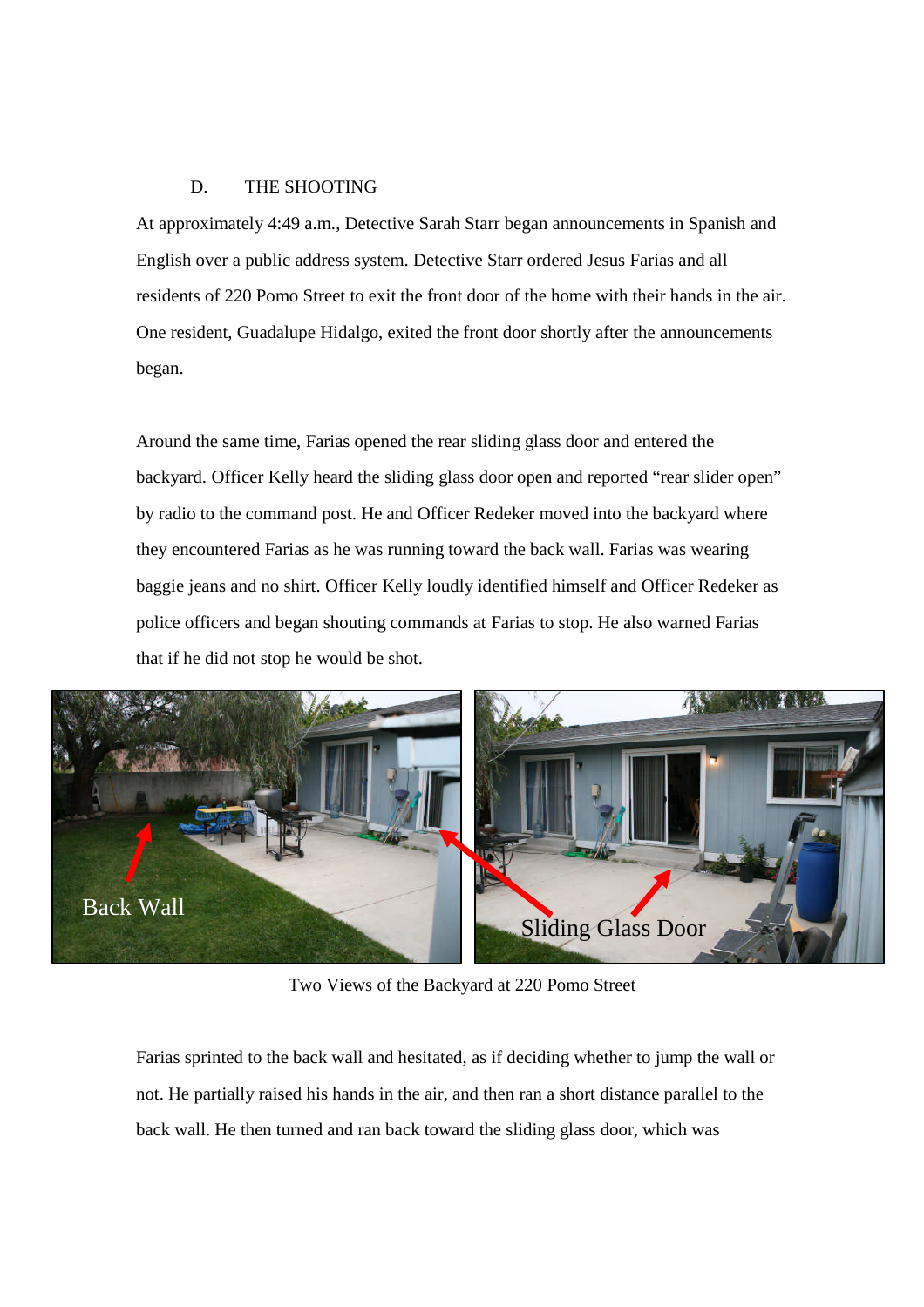### D. THE SHOOTING

At approximately 4:49 a.m., Detective Sarah Starr began announcements in Spanish and English over a public address system. Detective Starr ordered Jesus Farias and all residents of 220 Pomo Street to exit the front door of the home with their hands in the air. One resident, Guadalupe Hidalgo, exited the front door shortly after the announcements began.

Around the same time, Farias opened the rear sliding glass door and entered the backyard. Officer Kelly heard the sliding glass door open and reported "rear slider open" by radio to the command post. He and Officer Redeker moved into the backyard where they encountered Farias as he was running toward the back wall. Farias was wearing baggie jeans and no shirt. Officer Kelly loudly identified himself and Officer Redeker as police officers and began shouting commands at Farias to stop. He also warned Farias that if he did not stop he would be shot.

Two Views of the Backyard at 220 Pomo Street

Farias sprinted to the back wall and hesitated, as if deciding whether to jump the wall or not. He partially raised his hands in the air, and then ran a short distance parallel to the back wall. He then turned and ran back toward the sliding glass door, which was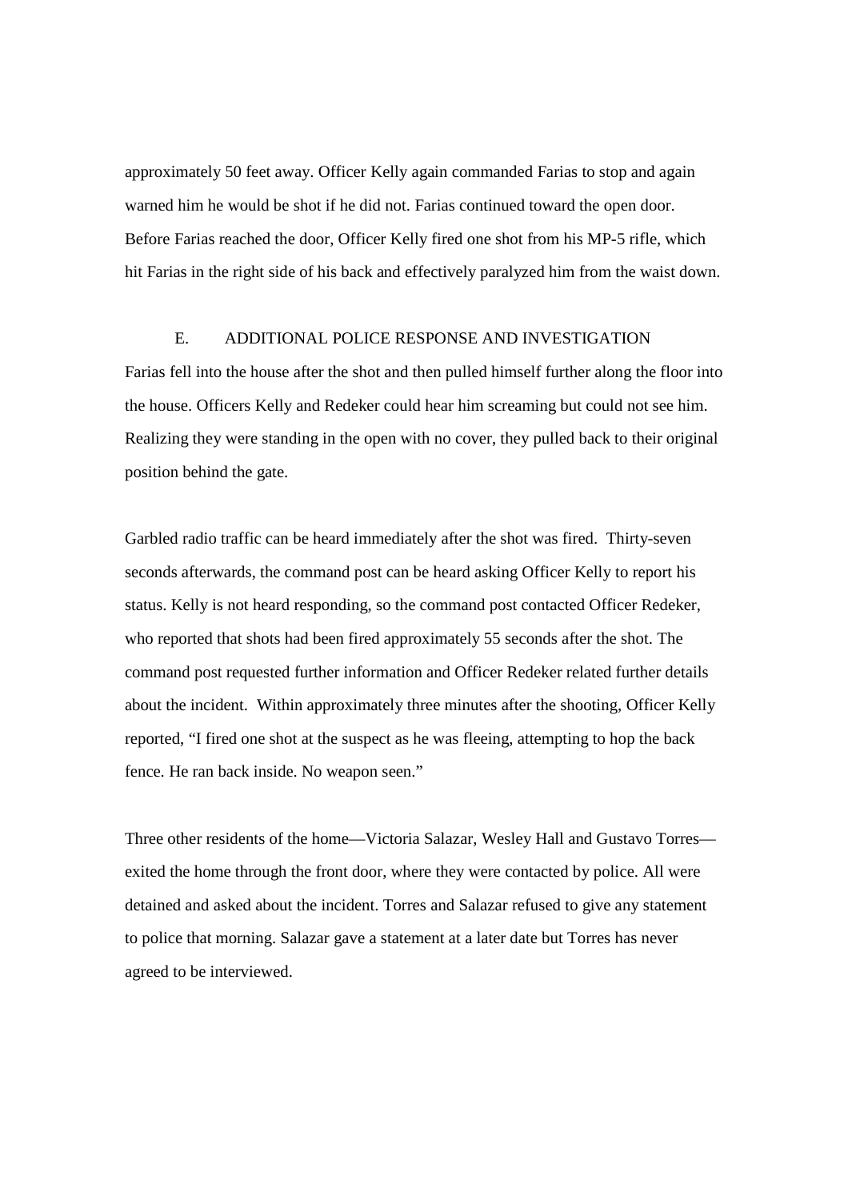approximately 50 feet away. Officer Kelly again commanded Farias to stop and again warned him he would be shot if he did not. Farias continued toward the open door. Before Farias reached the door, Officer Kelly fired one shot from his MP-5 rifle, which hit Farias in the right side of his back and effectively paralyzed him from the waist down.

### E. ADDITIONAL POLICE RESPONSE AND INVESTIGATION

Farias fell into the house after the shot and then pulled himself further along the floor into the house. Officers Kelly and Redeker could hear him screaming but could not see him. Realizing they were standing in the open with no cover, they pulled back to their original position behind the gate.

Garbled radio traffic can be heard immediately after the shot was fired. Thirty-seven seconds afterwards, the command post can be heard asking Officer Kelly to report his status. Kelly is not heard responding, so the command post contacted Officer Redeker, who reported that shots had been fired approximately 55 seconds after the shot. The command post requested further information and Officer Redeker related further details about the incident. Within approximately three minutes after the shooting, Officer Kelly reported, "I fired one shot at the suspect as he was fleeing, attempting to hop the back fence. He ran back inside. No weapon seen."

Three other residents of the home—Victoria Salazar, Wesley Hall and Gustavo Torres—exited the home through the front door, where they were contacted by police. All were detained and asked about the incident. Torres and Salazar refused to give any statement to police that morning. Salazar gave a statement at a later date but Torres has never agreed to be interviewed.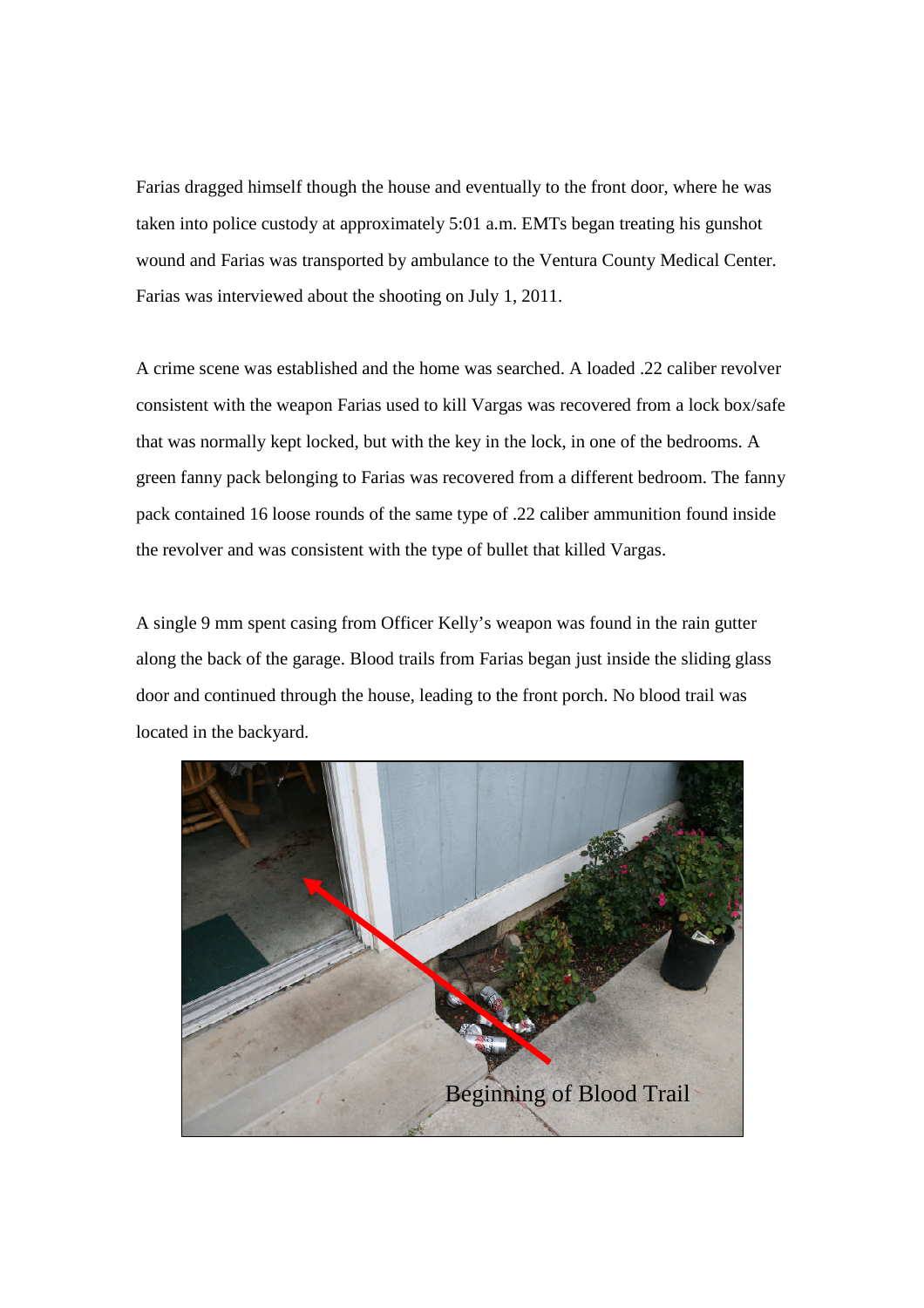Farias dragged himself though the house and eventually to the front door, where he was taken into police custody at approximately 5:01 a.m. EMTs began treating his gunshot wound and Farias was transported by ambulance to the Ventura County Medical Center. Farias was interviewed about the shooting on July 1, 2011.

A crime scene was established and the home was searched. A loaded .22 caliber revolver consistent with the weapon Farias used to kill Vargas was recovered from a lock box/safe that was normally kept locked, but with the key in the lock, in one of the bedrooms. A green fanny pack belonging to Farias was recovered from a different bedroom. The fanny pack contained 16 loose rounds of the same type of .22 caliber ammunition found inside the revolver and was consistent with the type of bullet that killed Vargas.

A single 9 mm spent casing from Officer Kelly's weapon was found in the rain gutter along the back of the garage. Blood trails from Farias began just inside the sliding glass door and continued through the house, leading to the front porch. No blood trail was located in the backyard.

Beginning of Blood Trail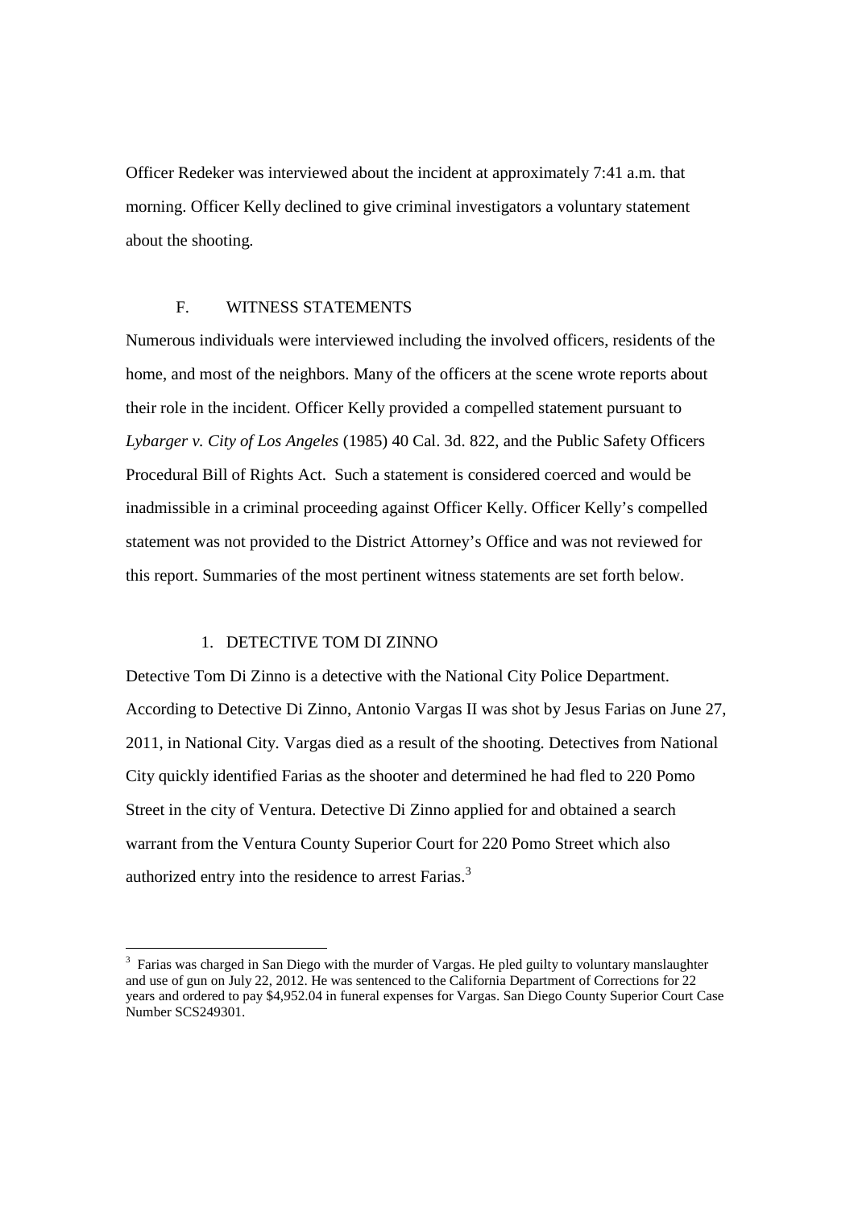Officer Redeker was interviewed about the incident at approximately 7:41 a.m. that morning. Officer Kelly declined to give criminal investigators a voluntary statement about the shooting.

### F. WITNESS STATEMENTS

Numerous individuals were interviewed including the involved officers, residents of the home, and most of the neighbors. Many of the officers at the scene wrote reports about their role in the incident. Officer Kelly provided a compelled statement pursuant to *Lybarger v. City of Los Angeles* (1985) 40 Cal. 3d. 822, and the Public Safety Officers Procedural Bill of Rights Act. Such a statement is considered coerced and would be inadmissible in a criminal proceeding against Officer Kelly. Officer Kelly's compelled statement was not provided to the District Attorney's Office and was not reviewed for this report. Summaries of the most pertinent witness statements are set forth below.

#### 1. DETECTIVE TOM DI ZINNO

Detective Tom Di Zinno is a detective with the National City Police Department. According to Detective Di Zinno, Antonio Vargas II was shot by Jesus Farias on June 27, 2011, in National City. Vargas died as a result of the shooting. Detectives from National City quickly identified Farias as the shooter and determined he had fled to 220 Pomo Street in the city of Ventura. Detective Di Zinno applied for and obtained a search warrant from the Ventura County Superior Court for 220 Pomo Street which also authorized entry into the residence to arrest Farias.[3]

---

[3] Farias was charged in San Diego with the murder of Vargas. He pled guilty to voluntary manslaughter and use of gun on July 22, 2012. He was sentenced to the California Department of Corrections for 22 years and ordered to pay $4,952.04 in funeral expenses for Vargas. San Diego County Superior Court Case Number SCS249301.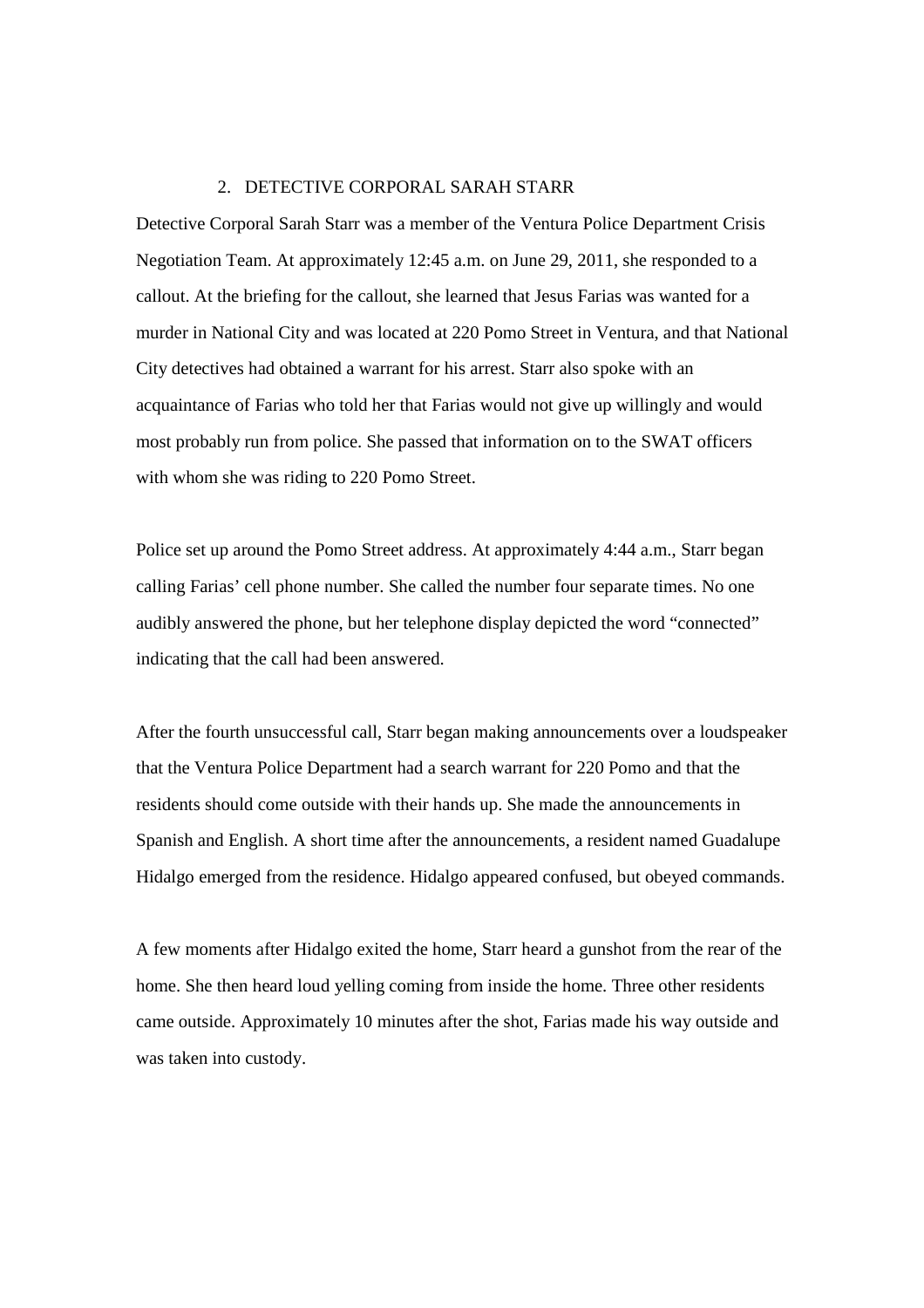## 2. DETECTIVE CORPORAL SARAH STARR

Detective Corporal Sarah Starr was a member of the Ventura Police Department Crisis Negotiation Team. At approximately 12:45 a.m. on June 29, 2011, she responded to a callout. At the briefing for the callout, she learned that Jesus Farias was wanted for a murder in National City and was located at 220 Pomo Street in Ventura, and that National City detectives had obtained a warrant for his arrest. Starr also spoke with an acquaintance of Farias who told her that Farias would not give up willingly and would most probably run from police. She passed that information on to the SWAT officers with whom she was riding to 220 Pomo Street.

Police set up around the Pomo Street address. At approximately 4:44 a.m., Starr began calling Farias' cell phone number. She called the number four separate times. No one audibly answered the phone, but her telephone display depicted the word "connected" indicating that the call had been answered.

After the fourth unsuccessful call, Starr began making announcements over a loudspeaker that the Ventura Police Department had a search warrant for 220 Pomo and that the residents should come outside with their hands up. She made the announcements in Spanish and English. A short time after the announcements, a resident named Guadalupe Hidalgo emerged from the residence. Hidalgo appeared confused, but obeyed commands.

A few moments after Hidalgo exited the home, Starr heard a gunshot from the rear of the home. She then heard loud yelling coming from inside the home. Three other residents came outside. Approximately 10 minutes after the shot, Farias made his way outside and was taken into custody.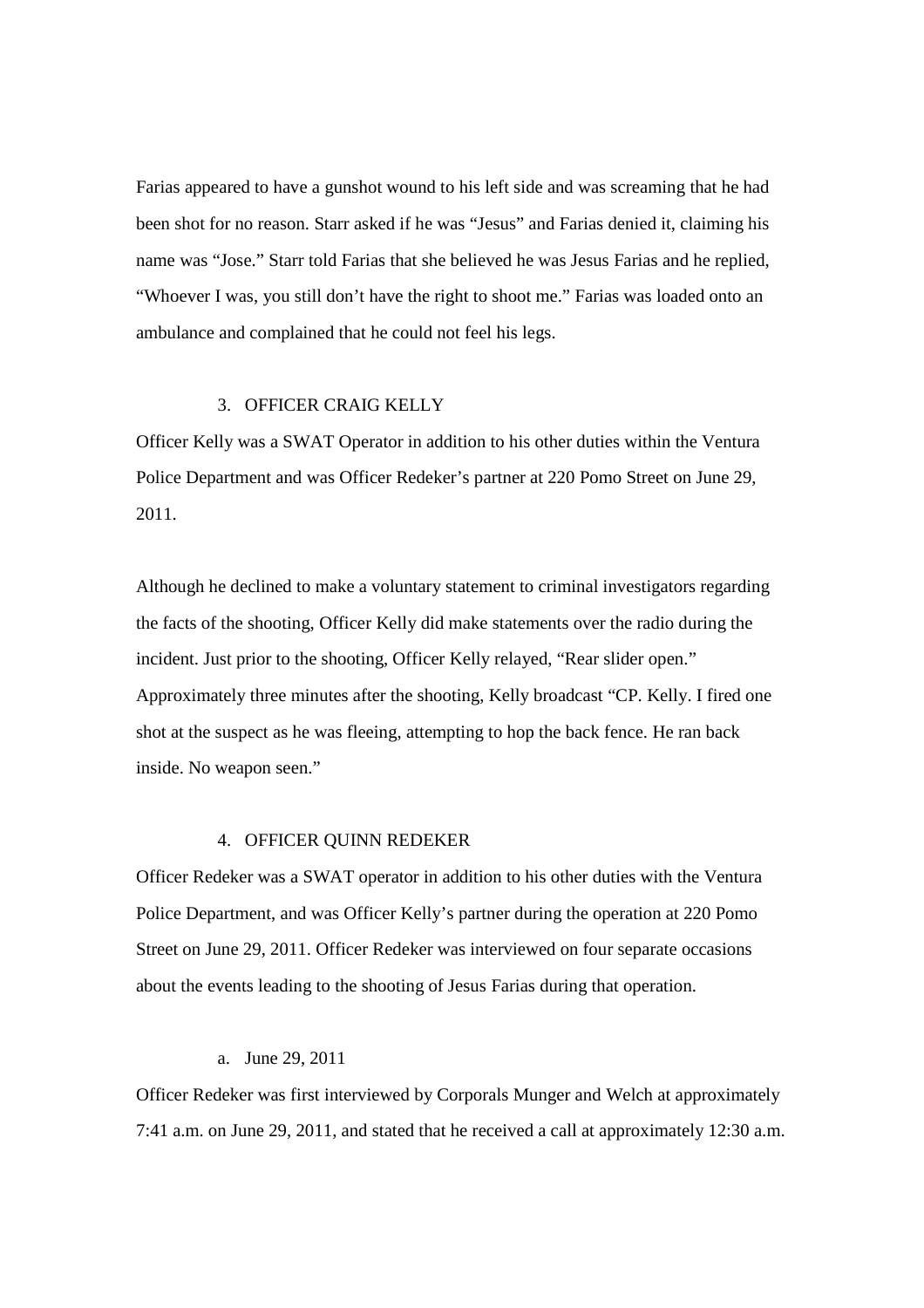Farias appeared to have a gunshot wound to his left side and was screaming that he had been shot for no reason. Starr asked if he was "Jesus" and Farias denied it, claiming his name was "Jose." Starr told Farias that she believed he was Jesus Farias and he replied, "Whoever I was, you still don't have the right to shoot me." Farias was loaded onto an ambulance and complained that he could not feel his legs.

### 3. OFFICER CRAIG KELLY

Officer Kelly was a SWAT Operator in addition to his other duties within the Ventura Police Department and was Officer Redeker's partner at 220 Pomo Street on June 29, 2011.

Although he declined to make a voluntary statement to criminal investigators regarding the facts of the shooting, Officer Kelly did make statements over the radio during the incident. Just prior to the shooting, Officer Kelly relayed, "Rear slider open." Approximately three minutes after the shooting, Kelly broadcast "CP. Kelly. I fired one shot at the suspect as he was fleeing, attempting to hop the back fence. He ran back inside. No weapon seen."

### 4. OFFICER QUINN REDEKER

Officer Redeker was a SWAT operator in addition to his other duties with the Ventura Police Department, and was Officer Kelly's partner during the operation at 220 Pomo Street on June 29, 2011. Officer Redeker was interviewed on four separate occasions about the events leading to the shooting of Jesus Farias during that operation.

#### a. June 29, 2011

Officer Redeker was first interviewed by Corporals Munger and Welch at approximately 7:41 a.m. on June 29, 2011, and stated that he received a call at approximately 12:30 a.m.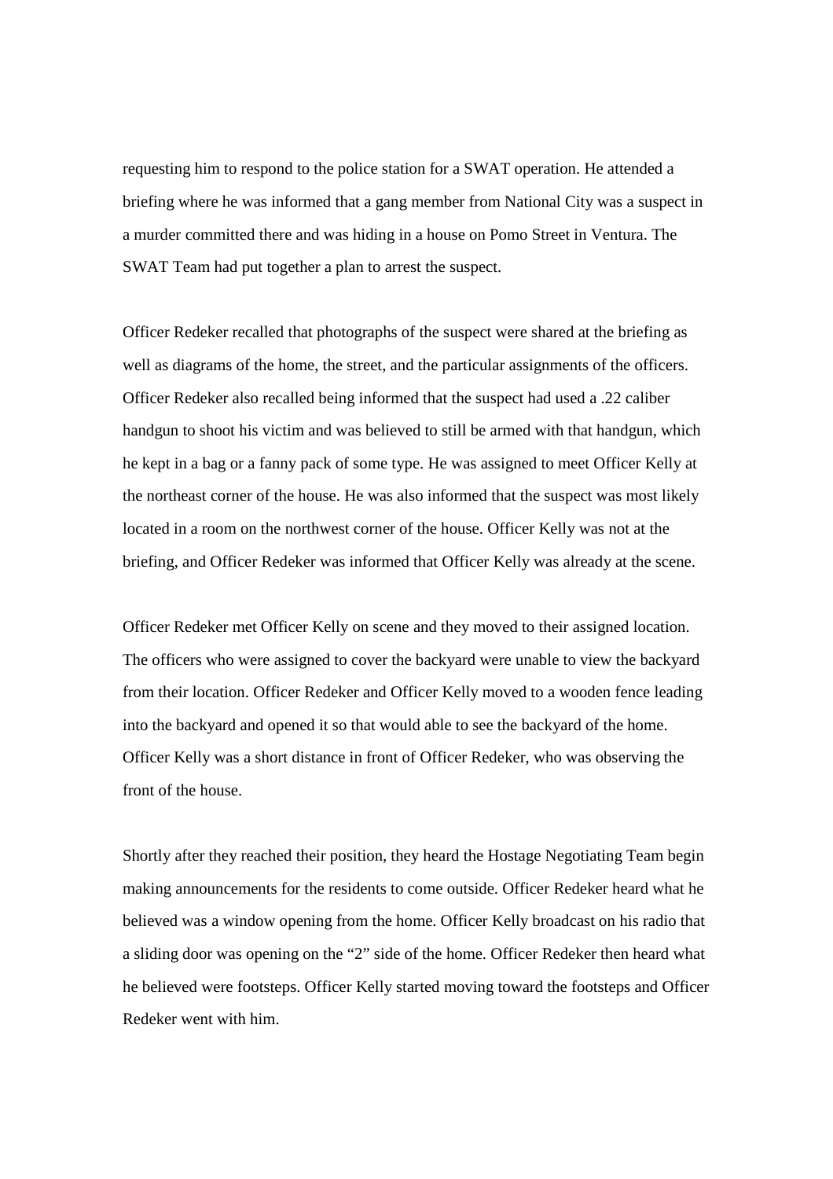requesting him to respond to the police station for a SWAT operation. He attended a briefing where he was informed that a gang member from National City was a suspect in a murder committed there and was hiding in a house on Pomo Street in Ventura. The SWAT Team had put together a plan to arrest the suspect.

Officer Redeker recalled that photographs of the suspect were shared at the briefing as well as diagrams of the home, the street, and the particular assignments of the officers. Officer Redeker also recalled being informed that the suspect had used a .22 caliber handgun to shoot his victim and was believed to still be armed with that handgun, which he kept in a bag or a fanny pack of some type. He was assigned to meet Officer Kelly at the northeast corner of the house. He was also informed that the suspect was most likely located in a room on the northwest corner of the house. Officer Kelly was not at the briefing, and Officer Redeker was informed that Officer Kelly was already at the scene.

Officer Redeker met Officer Kelly on scene and they moved to their assigned location. The officers who were assigned to cover the backyard were unable to view the backyard from their location. Officer Redeker and Officer Kelly moved to a wooden fence leading into the backyard and opened it so that would able to see the backyard of the home. Officer Kelly was a short distance in front of Officer Redeker, who was observing the front of the house.

Shortly after they reached their position, they heard the Hostage Negotiating Team begin making announcements for the residents to come outside. Officer Redeker heard what he believed was a window opening from the home. Officer Kelly broadcast on his radio that a sliding door was opening on the "2" side of the home. Officer Redeker then heard what he believed were footsteps. Officer Kelly started moving toward the footsteps and Officer Redeker went with him.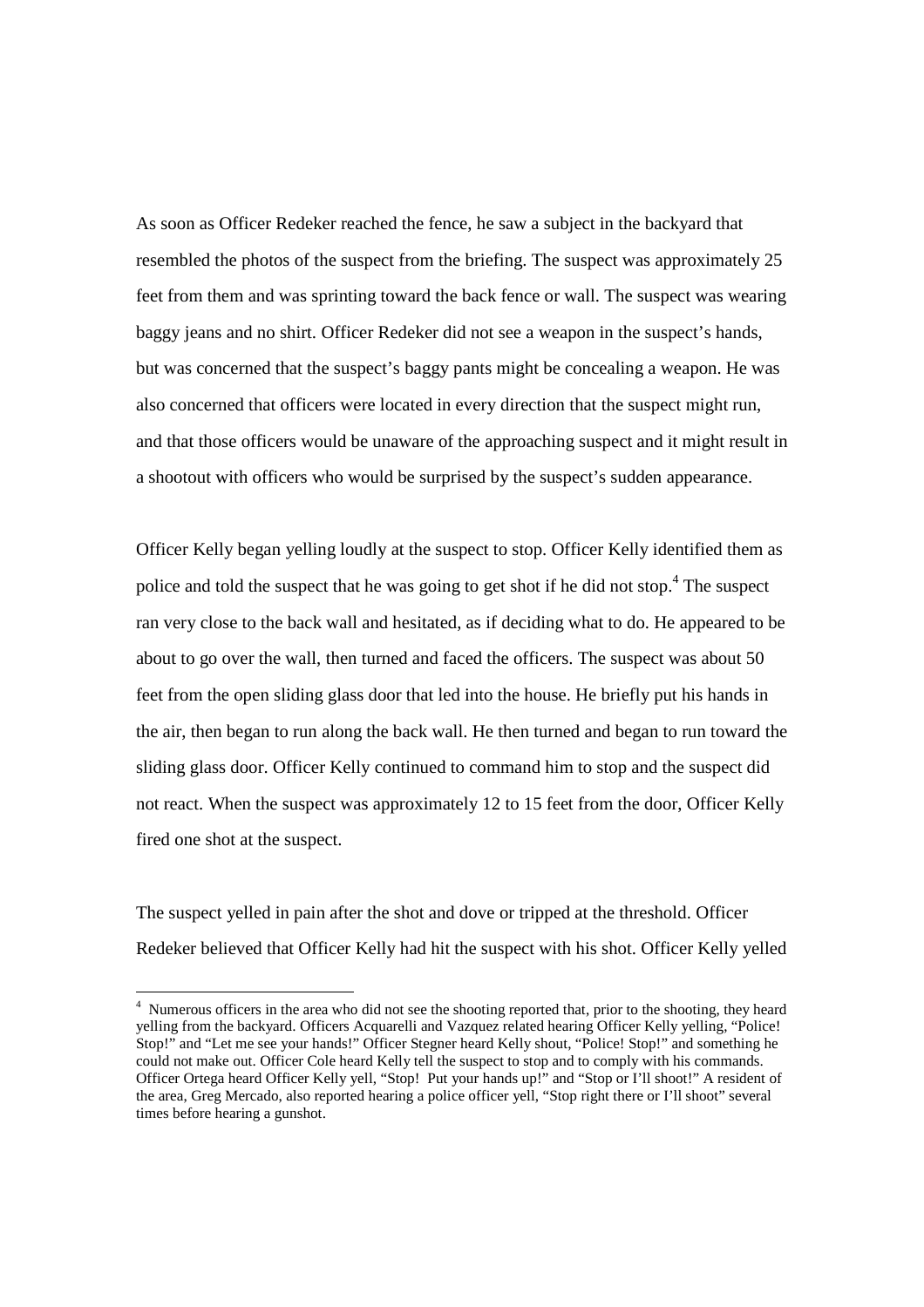As soon as Officer Redeker reached the fence, he saw a subject in the backyard that resembled the photos of the suspect from the briefing. The suspect was approximately 25 feet from them and was sprinting toward the back fence or wall. The suspect was wearing baggy jeans and no shirt. Officer Redeker did not see a weapon in the suspect's hands, but was concerned that the suspect's baggy pants might be concealing a weapon. He was also concerned that officers were located in every direction that the suspect might run, and that those officers would be unaware of the approaching suspect and it might result in a shootout with officers who would be surprised by the suspect's sudden appearance.

Officer Kelly began yelling loudly at the suspect to stop. Officer Kelly identified them as police and told the suspect that he was going to get shot if he did not stop.[4] The suspect ran very close to the back wall and hesitated, as if deciding what to do. He appeared to be about to go over the wall, then turned and faced the officers. The suspect was about 50 feet from the open sliding glass door that led into the house. He briefly put his hands in the air, then began to run along the back wall. He then turned and began to run toward the sliding glass door. Officer Kelly continued to command him to stop and the suspect did not react. When the suspect was approximately 12 to 15 feet from the door, Officer Kelly fired one shot at the suspect.

The suspect yelled in pain after the shot and dove or tripped at the threshold. Officer Redeker believed that Officer Kelly had hit the suspect with his shot. Officer Kelly yelled

---

[4] Numerous officers in the area who did not see the shooting reported that, prior to the shooting, they heard yelling from the backyard. Officers Acquarelli and Vazquez related hearing Officer Kelly yelling, "Police! Stop!" and "Let me see your hands!" Officer Stegner heard Kelly shout, "Police! Stop!" and something he could not make out. Officer Cole heard Kelly tell the suspect to stop and to comply with his commands. Officer Ortega heard Officer Kelly yell, "Stop! Put your hands up!" and "Stop or I'll shoot!" A resident of the area, Greg Mercado, also reported hearing a police officer yell, "Stop right there or I'll shoot" several times before hearing a gunshot.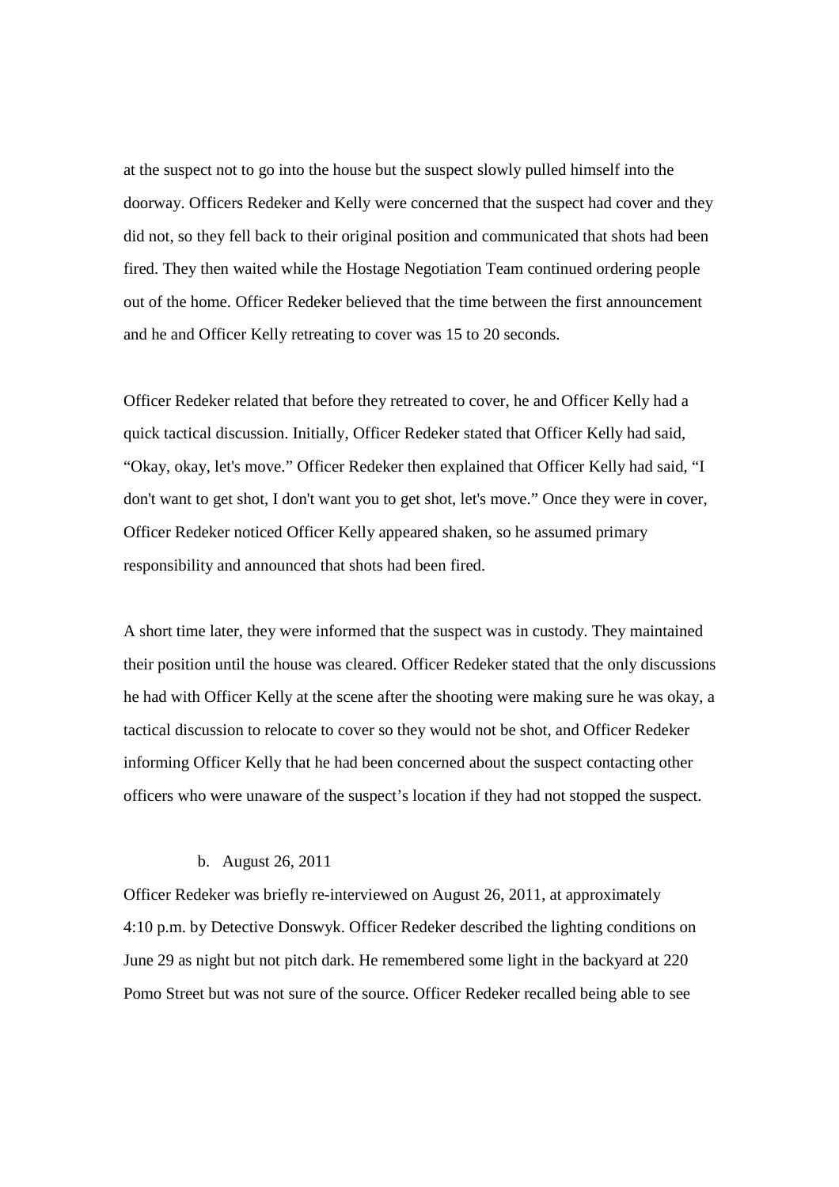at the suspect not to go into the house but the suspect slowly pulled himself into the doorway. Officers Redeker and Kelly were concerned that the suspect had cover and they did not, so they fell back to their original position and communicated that shots had been fired. They then waited while the Hostage Negotiation Team continued ordering people out of the home. Officer Redeker believed that the time between the first announcement and he and Officer Kelly retreating to cover was 15 to 20 seconds.

Officer Redeker related that before they retreated to cover, he and Officer Kelly had a quick tactical discussion. Initially, Officer Redeker stated that Officer Kelly had said, "Okay, okay, let's move." Officer Redeker then explained that Officer Kelly had said, "I don't want to get shot, I don't want you to get shot, let's move." Once they were in cover, Officer Redeker noticed Officer Kelly appeared shaken, so he assumed primary responsibility and announced that shots had been fired.

A short time later, they were informed that the suspect was in custody. They maintained their position until the house was cleared. Officer Redeker stated that the only discussions he had with Officer Kelly at the scene after the shooting were making sure he was okay, a tactical discussion to relocate to cover so they would not be shot, and Officer Redeker informing Officer Kelly that he had been concerned about the suspect contacting other officers who were unaware of the suspect's location if they had not stopped the suspect.

b. August 26, 2011

Officer Redeker was briefly re-interviewed on August 26, 2011, at approximately 4:10 p.m. by Detective Donswyk. Officer Redeker described the lighting conditions on June 29 as night but not pitch dark. He remembered some light in the backyard at 220 Pomo Street but was not sure of the source. Officer Redeker recalled being able to see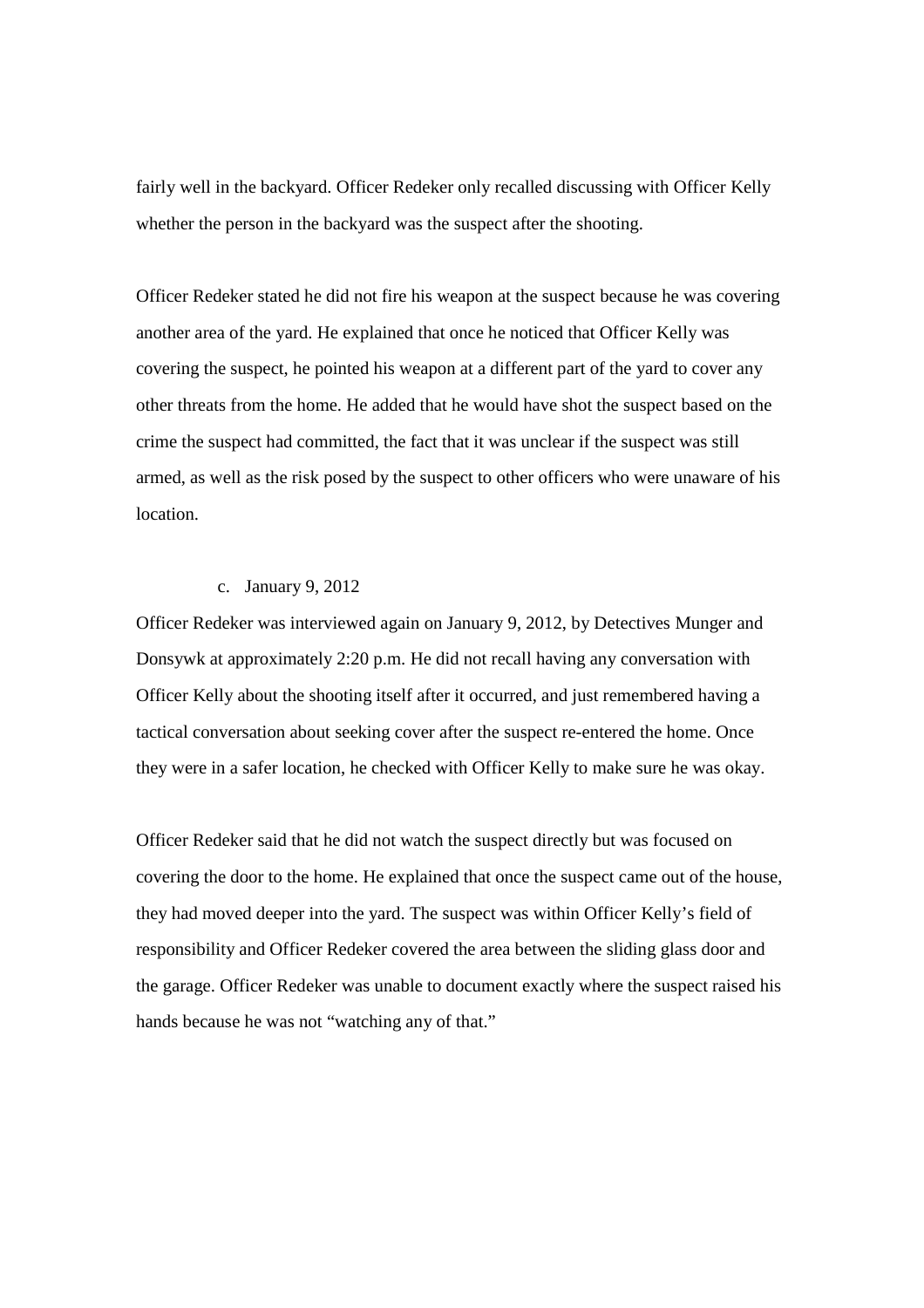fairly well in the backyard. Officer Redeker only recalled discussing with Officer Kelly whether the person in the backyard was the suspect after the shooting.

Officer Redeker stated he did not fire his weapon at the suspect because he was covering another area of the yard. He explained that once he noticed that Officer Kelly was covering the suspect, he pointed his weapon at a different part of the yard to cover any other threats from the home. He added that he would have shot the suspect based on the crime the suspect had committed, the fact that it was unclear if the suspect was still armed, as well as the risk posed by the suspect to other officers who were unaware of his location.

c. January 9, 2012

Officer Redeker was interviewed again on January 9, 2012, by Detectives Munger and Donsywk at approximately 2:20 p.m. He did not recall having any conversation with Officer Kelly about the shooting itself after it occurred, and just remembered having a tactical conversation about seeking cover after the suspect re-entered the home. Once they were in a safer location, he checked with Officer Kelly to make sure he was okay.

Officer Redeker said that he did not watch the suspect directly but was focused on covering the door to the home. He explained that once the suspect came out of the house, they had moved deeper into the yard. The suspect was within Officer Kelly's field of responsibility and Officer Redeker covered the area between the sliding glass door and the garage. Officer Redeker was unable to document exactly where the suspect raised his hands because he was not "watching any of that."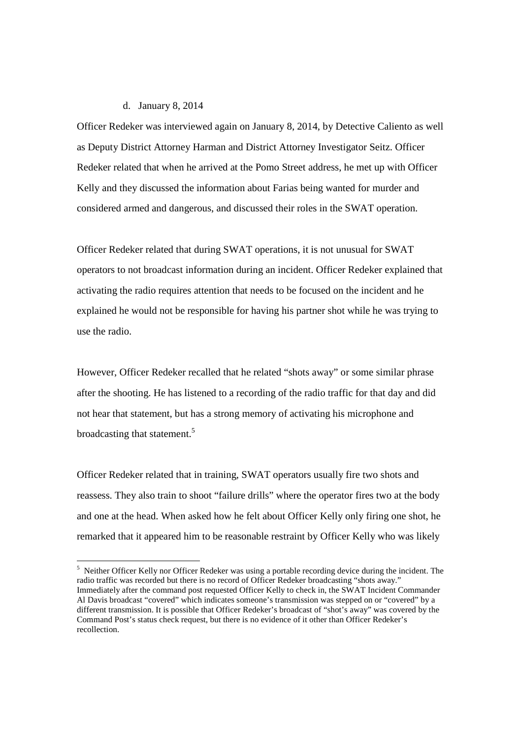d. January 8, 2014

Officer Redeker was interviewed again on January 8, 2014, by Detective Caliento as well as Deputy District Attorney Harman and District Attorney Investigator Seitz. Officer Redeker related that when he arrived at the Pomo Street address, he met up with Officer Kelly and they discussed the information about Farias being wanted for murder and considered armed and dangerous, and discussed their roles in the SWAT operation.

Officer Redeker related that during SWAT operations, it is not unusual for SWAT operators to not broadcast information during an incident. Officer Redeker explained that activating the radio requires attention that needs to be focused on the incident and he explained he would not be responsible for having his partner shot while he was trying to use the radio.

However, Officer Redeker recalled that he related "shots away" or some similar phrase after the shooting. He has listened to a recording of the radio traffic for that day and did not hear that statement, but has a strong memory of activating his microphone and broadcasting that statement.[5]

Officer Redeker related that in training, SWAT operators usually fire two shots and reassess. They also train to shoot "failure drills" where the operator fires two at the body and one at the head. When asked how he felt about Officer Kelly only firing one shot, he remarked that it appeared him to be reasonable restraint by Officer Kelly who was likely

---

[5] Neither Officer Kelly nor Officer Redeker was using a portable recording device during the incident. The radio traffic was recorded but there is no record of Officer Redeker broadcasting "shots away." Immediately after the command post requested Officer Kelly to check in, the SWAT Incident Commander Al Davis broadcast "covered" which indicates someone's transmission was stepped on or "covered" by a different transmission. It is possible that Officer Redeker's broadcast of "shot's away" was covered by the Command Post's status check request, but there is no evidence of it other than Officer Redeker's recollection.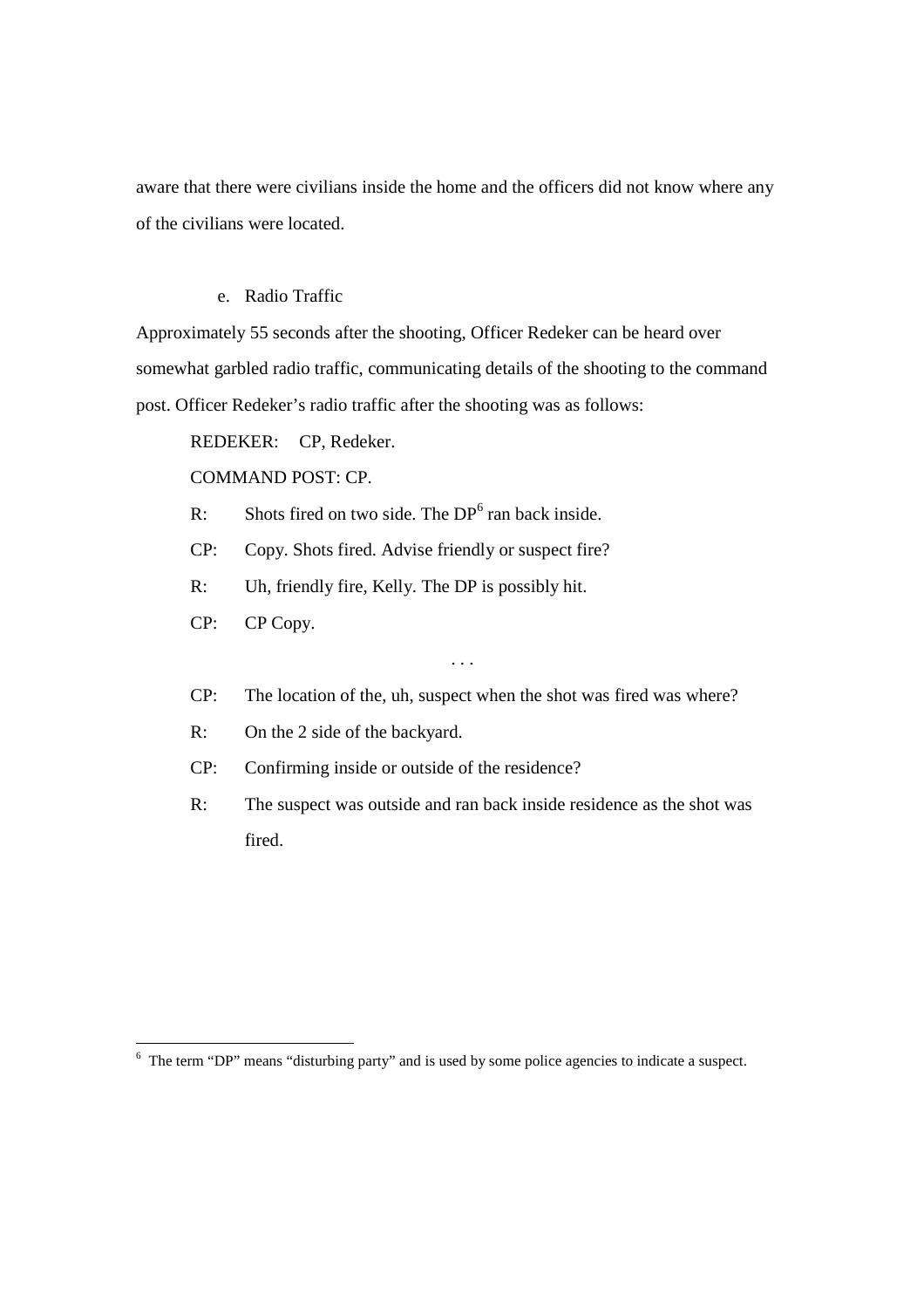aware that there were civilians inside the home and the officers did not know where any of the civilians were located.

e. Radio Traffic

Approximately 55 seconds after the shooting, Officer Redeker can be heard over somewhat garbled radio traffic, communicating details of the shooting to the command post. Officer Redeker's radio traffic after the shooting was as follows:

REDEKER: CP, Redeker.

COMMAND POST: CP.

R: Shots fired on two side. The DP[6] ran back inside.

CP: Copy. Shots fired. Advise friendly or suspect fire?

R: Uh, friendly fire, Kelly. The DP is possibly hit.

CP: CP Copy.

. . .

CP: The location of the, uh, suspect when the shot was fired was where?

R: On the 2 side of the backyard.

CP: Confirming inside or outside of the residence?

R: The suspect was outside and ran back inside residence as the shot was fired.

---

[6] The term "DP" means "disturbing party" and is used by some police agencies to indicate a suspect.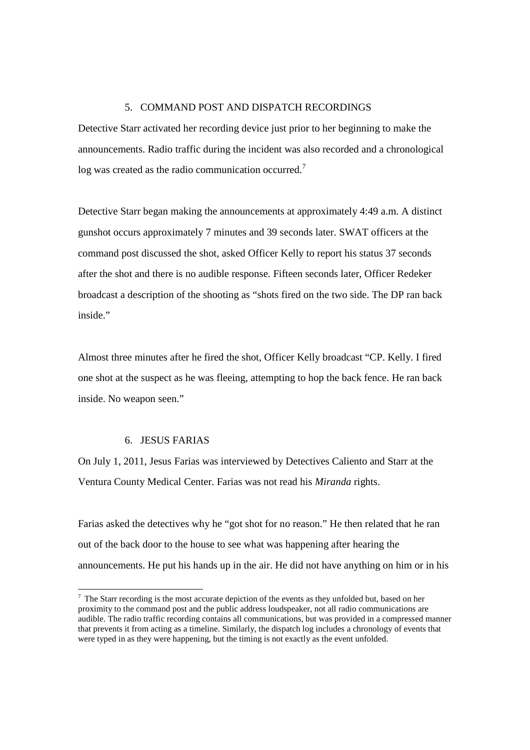## 5. COMMAND POST AND DISPATCH RECORDINGS

Detective Starr activated her recording device just prior to her beginning to make the announcements. Radio traffic during the incident was also recorded and a chronological log was created as the radio communication occurred.[7]

Detective Starr began making the announcements at approximately 4:49 a.m. A distinct gunshot occurs approximately 7 minutes and 39 seconds later. SWAT officers at the command post discussed the shot, asked Officer Kelly to report his status 37 seconds after the shot and there is no audible response. Fifteen seconds later, Officer Redeker broadcast a description of the shooting as "shots fired on the two side. The DP ran back inside."

Almost three minutes after he fired the shot, Officer Kelly broadcast "CP. Kelly. I fired one shot at the suspect as he was fleeing, attempting to hop the back fence. He ran back inside. No weapon seen."

## 6. JESUS FARIAS

On July 1, 2011, Jesus Farias was interviewed by Detectives Caliento and Starr at the Ventura County Medical Center. Farias was not read his *Miranda* rights.

Farias asked the detectives why he "got shot for no reason." He then related that he ran out of the back door to the house to see what was happening after hearing the announcements. He put his hands up in the air. He did not have anything on him or in his

[7] The Starr recording is the most accurate depiction of the events as they unfolded but, based on her proximity to the command post and the public address loudspeaker, not all radio communications are audible. The radio traffic recording contains all communications, but was provided in a compressed manner that prevents it from acting as a timeline. Similarly, the dispatch log includes a chronology of events that were typed in as they were happening, but the timing is not exactly as the event unfolded.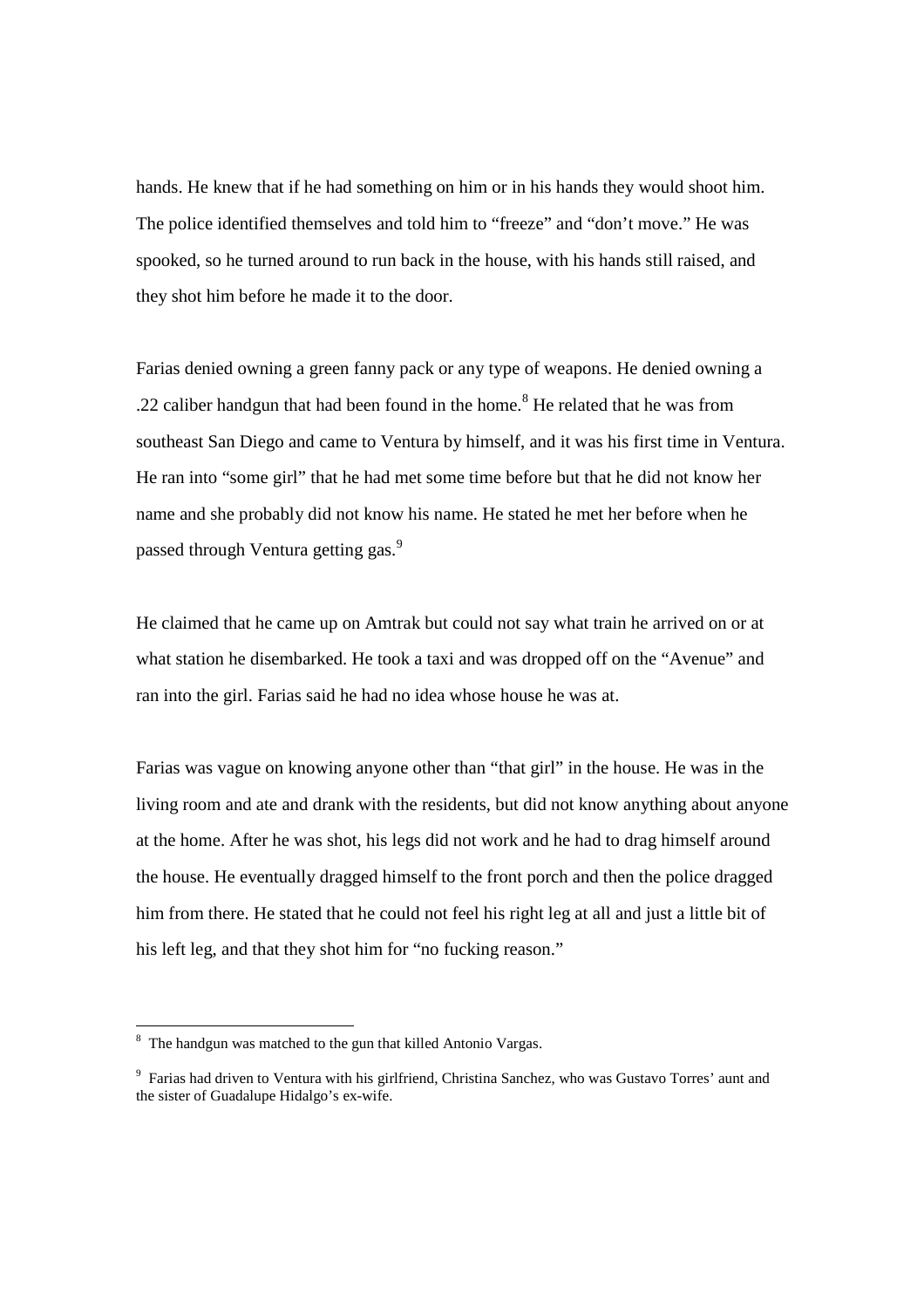hands. He knew that if he had something on him or in his hands they would shoot him. The police identified themselves and told him to "freeze" and "don't move." He was spooked, so he turned around to run back in the house, with his hands still raised, and they shot him before he made it to the door.

Farias denied owning a green fanny pack or any type of weapons. He denied owning a .22 caliber handgun that had been found in the home.[8] He related that he was from southeast San Diego and came to Ventura by himself, and it was his first time in Ventura. He ran into "some girl" that he had met some time before but that he did not know her name and she probably did not know his name. He stated he met her before when he passed through Ventura getting gas.[9]

He claimed that he came up on Amtrak but could not say what train he arrived on or at what station he disembarked. He took a taxi and was dropped off on the "Avenue" and ran into the girl. Farias said he had no idea whose house he was at.

Farias was vague on knowing anyone other than "that girl" in the house. He was in the living room and ate and drank with the residents, but did not know anything about anyone at the home. After he was shot, his legs did not work and he had to drag himself around the house. He eventually dragged himself to the front porch and then the police dragged him from there. He stated that he could not feel his right leg at all and just a little bit of his left leg, and that they shot him for "no fucking reason."

---

[8] The handgun was matched to the gun that killed Antonio Vargas.

[9] Farias had driven to Ventura with his girlfriend, Christina Sanchez, who was Gustavo Torres' aunt and the sister of Guadalupe Hidalgo's ex-wife.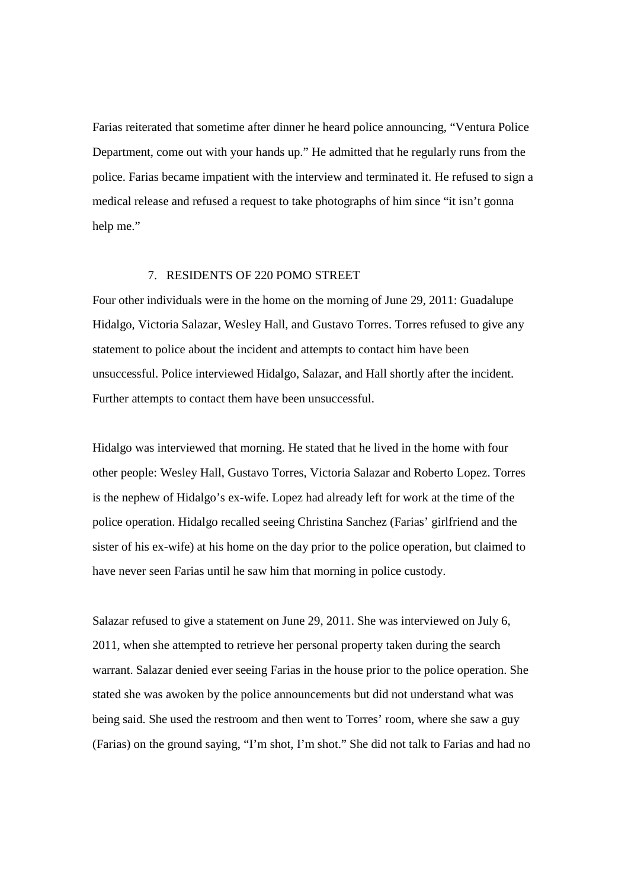Farias reiterated that sometime after dinner he heard police announcing, "Ventura Police Department, come out with your hands up." He admitted that he regularly runs from the police. Farias became impatient with the interview and terminated it. He refused to sign a medical release and refused a request to take photographs of him since "it isn't gonna help me."

### 7. RESIDENTS OF 220 POMO STREET

Four other individuals were in the home on the morning of June 29, 2011: Guadalupe Hidalgo, Victoria Salazar, Wesley Hall, and Gustavo Torres. Torres refused to give any statement to police about the incident and attempts to contact him have been unsuccessful. Police interviewed Hidalgo, Salazar, and Hall shortly after the incident. Further attempts to contact them have been unsuccessful.

Hidalgo was interviewed that morning. He stated that he lived in the home with four other people: Wesley Hall, Gustavo Torres, Victoria Salazar and Roberto Lopez. Torres is the nephew of Hidalgo's ex-wife. Lopez had already left for work at the time of the police operation. Hidalgo recalled seeing Christina Sanchez (Farias' girlfriend and the sister of his ex-wife) at his home on the day prior to the police operation, but claimed to have never seen Farias until he saw him that morning in police custody.

Salazar refused to give a statement on June 29, 2011. She was interviewed on July 6, 2011, when she attempted to retrieve her personal property taken during the search warrant. Salazar denied ever seeing Farias in the house prior to the police operation. She stated she was awoken by the police announcements but did not understand what was being said. She used the restroom and then went to Torres' room, where she saw a guy (Farias) on the ground saying, "I'm shot, I'm shot." She did not talk to Farias and had no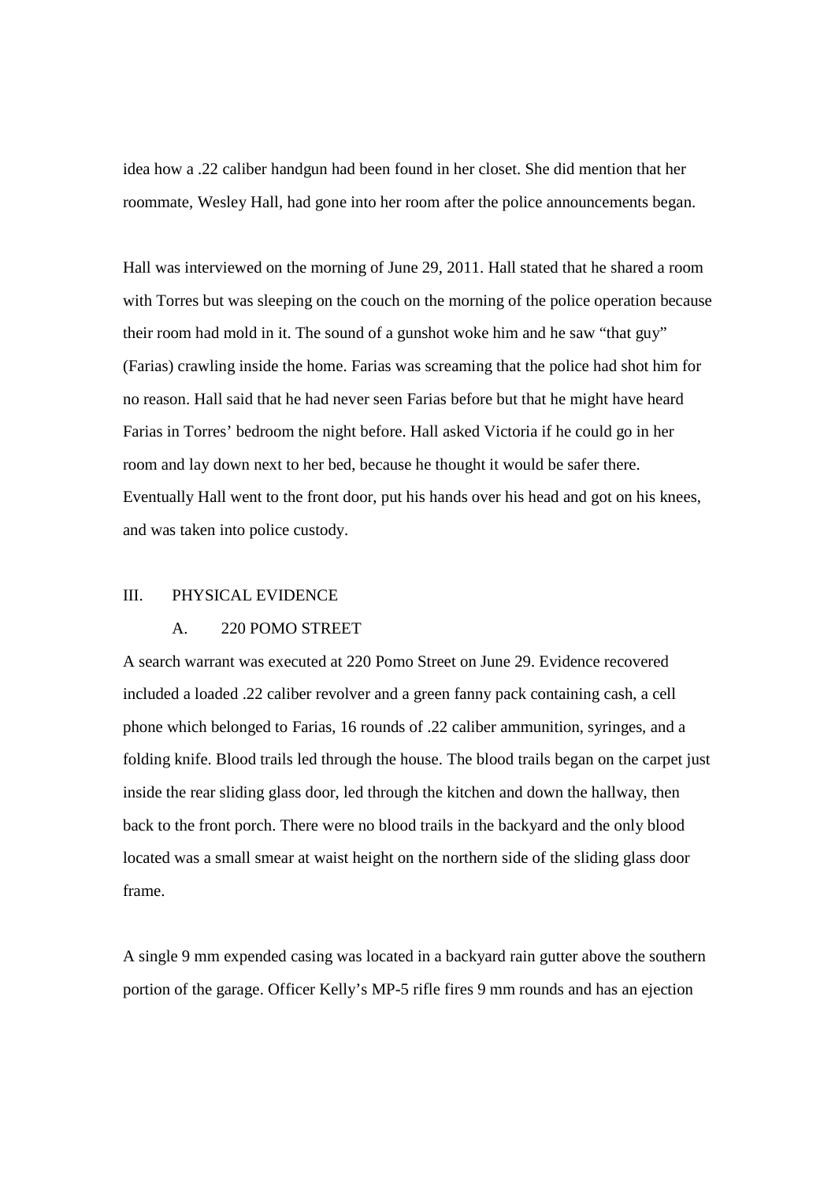idea how a .22 caliber handgun had been found in her closet. She did mention that her roommate, Wesley Hall, had gone into her room after the police announcements began.

Hall was interviewed on the morning of June 29, 2011. Hall stated that he shared a room with Torres but was sleeping on the couch on the morning of the police operation because their room had mold in it. The sound of a gunshot woke him and he saw "that guy" (Farias) crawling inside the home. Farias was screaming that the police had shot him for no reason. Hall said that he had never seen Farias before but that he might have heard Farias in Torres' bedroom the night before. Hall asked Victoria if he could go in her room and lay down next to her bed, because he thought it would be safer there. Eventually Hall went to the front door, put his hands over his head and got on his knees, and was taken into police custody.

## III. PHYSICAL EVIDENCE

### A. 220 POMO STREET

A search warrant was executed at 220 Pomo Street on June 29. Evidence recovered included a loaded .22 caliber revolver and a green fanny pack containing cash, a cell phone which belonged to Farias, 16 rounds of .22 caliber ammunition, syringes, and a folding knife. Blood trails led through the house. The blood trails began on the carpet just inside the rear sliding glass door, led through the kitchen and down the hallway, then back to the front porch. There were no blood trails in the backyard and the only blood located was a small smear at waist height on the northern side of the sliding glass door frame.

A single 9 mm expended casing was located in a backyard rain gutter above the southern portion of the garage. Officer Kelly's MP-5 rifle fires 9 mm rounds and has an ejection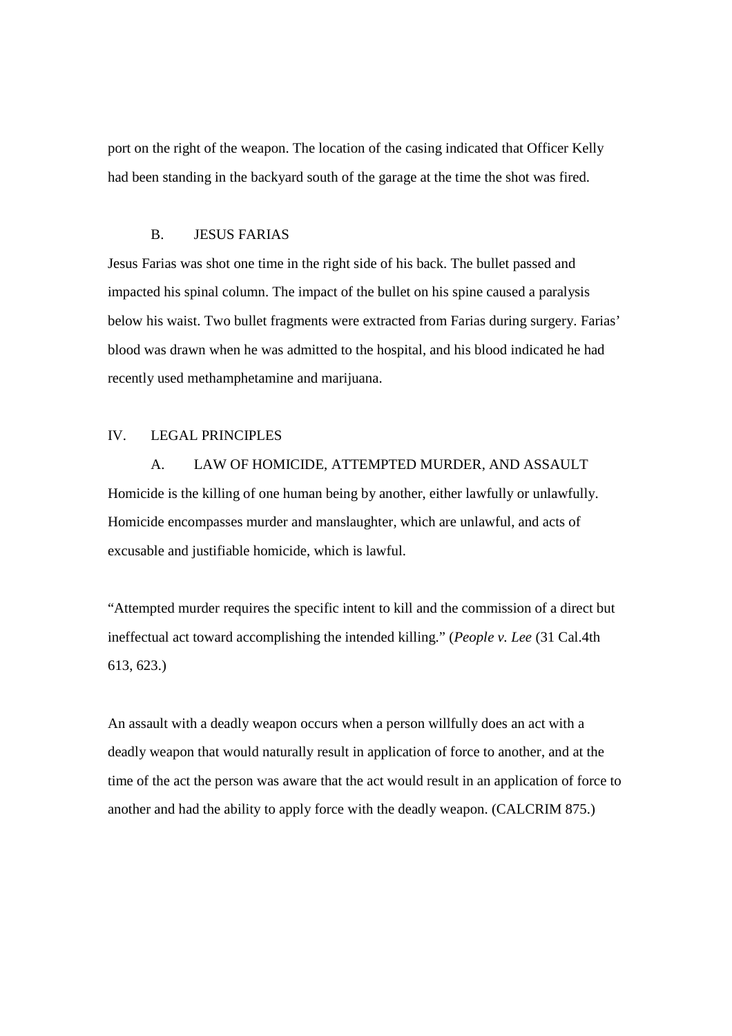port on the right of the weapon. The location of the casing indicated that Officer Kelly had been standing in the backyard south of the garage at the time the shot was fired.

### B. JESUS FARIAS

Jesus Farias was shot one time in the right side of his back. The bullet passed and impacted his spinal column. The impact of the bullet on his spine caused a paralysis below his waist. Two bullet fragments were extracted from Farias during surgery. Farias' blood was drawn when he was admitted to the hospital, and his blood indicated he had recently used methamphetamine and marijuana.

## IV. LEGAL PRINCIPLES

### A. LAW OF HOMICIDE, ATTEMPTED MURDER, AND ASSAULT

Homicide is the killing of one human being by another, either lawfully or unlawfully. Homicide encompasses murder and manslaughter, which are unlawful, and acts of excusable and justifiable homicide, which is lawful.

"Attempted murder requires the specific intent to kill and the commission of a direct but ineffectual act toward accomplishing the intended killing." (*People v. Lee* (31 Cal.4th 613, 623.)

An assault with a deadly weapon occurs when a person willfully does an act with a deadly weapon that would naturally result in application of force to another, and at the time of the act the person was aware that the act would result in an application of force to another and had the ability to apply force with the deadly weapon. (CALCRIM 875.)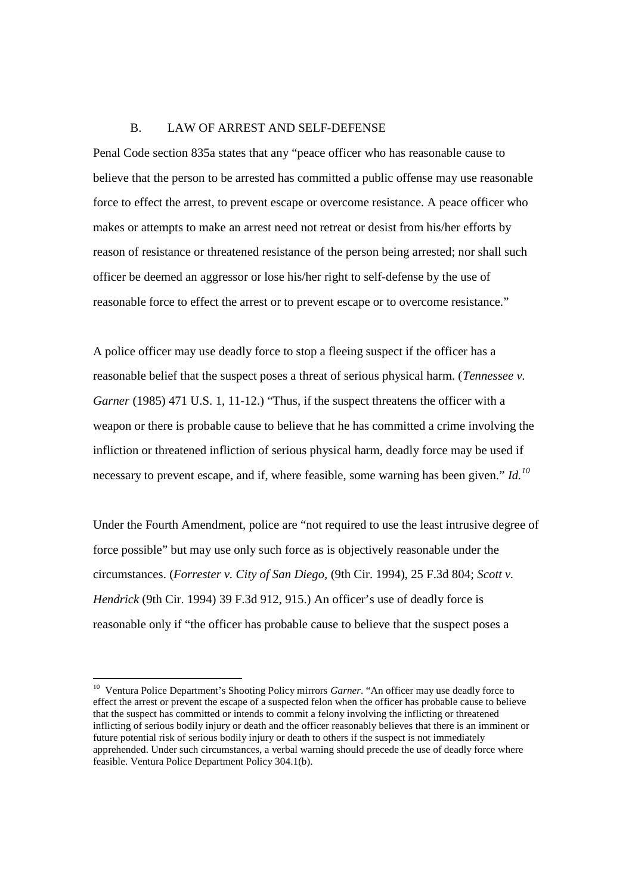### B. LAW OF ARREST AND SELF-DEFENSE

Penal Code section 835a states that any "peace officer who has reasonable cause to believe that the person to be arrested has committed a public offense may use reasonable force to effect the arrest, to prevent escape or overcome resistance. A peace officer who makes or attempts to make an arrest need not retreat or desist from his/her efforts by reason of resistance or threatened resistance of the person being arrested; nor shall such officer be deemed an aggressor or lose his/her right to self-defense by the use of reasonable force to effect the arrest or to prevent escape or to overcome resistance."

A police officer may use deadly force to stop a fleeing suspect if the officer has a reasonable belief that the suspect poses a threat of serious physical harm. (*Tennessee v. Garner* (1985) 471 U.S. 1, 11-12.) "Thus, if the suspect threatens the officer with a weapon or there is probable cause to believe that he has committed a crime involving the infliction or threatened infliction of serious physical harm, deadly force may be used if necessary to prevent escape, and if, where feasible, some warning has been given." *Id.*[10]

Under the Fourth Amendment, police are "not required to use the least intrusive degree of force possible" but may use only such force as is objectively reasonable under the circumstances. (*Forrester v. City of San Diego,* (9th Cir. 1994), 25 F.3d 804; *Scott v. Hendrick* (9th Cir. 1994) 39 F.3d 912, 915.) An officer's use of deadly force is reasonable only if "the officer has probable cause to believe that the suspect poses a

---

[10] Ventura Police Department's Shooting Policy mirrors *Garner*. "An officer may use deadly force to effect the arrest or prevent the escape of a suspected felon when the officer has probable cause to believe that the suspect has committed or intends to commit a felony involving the inflicting or threatened inflicting of serious bodily injury or death and the officer reasonably believes that there is an imminent or future potential risk of serious bodily injury or death to others if the suspect is not immediately apprehended. Under such circumstances, a verbal warning should precede the use of deadly force where feasible. Ventura Police Department Policy 304.1(b).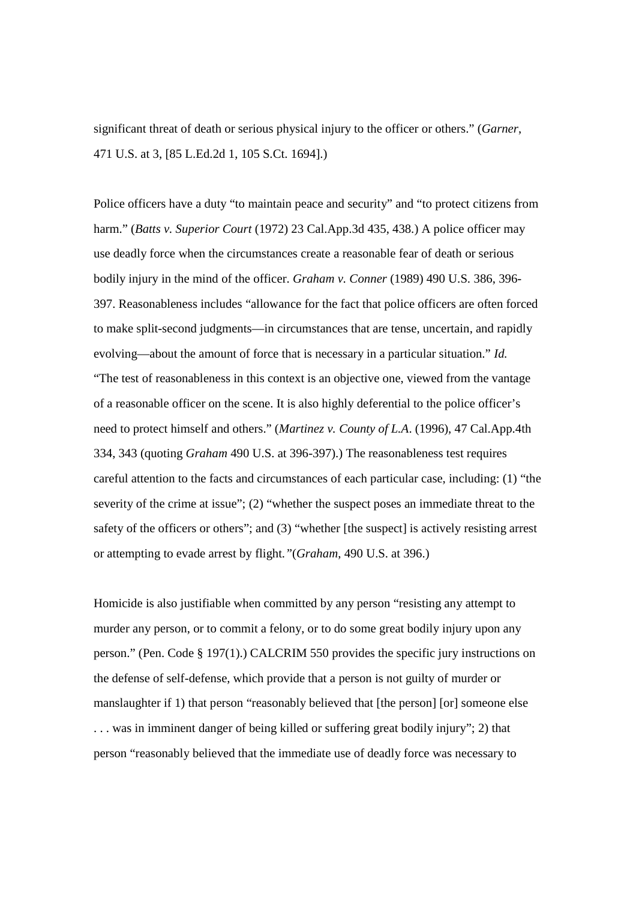significant threat of death or serious physical injury to the officer or others." (*Garner*, 471 U.S. at 3, [85 L.Ed.2d 1, 105 S.Ct. 1694].)

Police officers have a duty "to maintain peace and security" and "to protect citizens from harm." (*Batts v. Superior Court* (1972) 23 Cal.App.3d 435, 438.) A police officer may use deadly force when the circumstances create a reasonable fear of death or serious bodily injury in the mind of the officer. *Graham v. Conner* (1989) 490 U.S. 386, 396-397. Reasonableness includes "allowance for the fact that police officers are often forced to make split-second judgments—in circumstances that are tense, uncertain, and rapidly evolving—about the amount of force that is necessary in a particular situation." *Id.* "The test of reasonableness in this context is an objective one, viewed from the vantage of a reasonable officer on the scene. It is also highly deferential to the police officer's need to protect himself and others." (*Martinez v. County of L.A*. (1996), 47 Cal.App.4th 334, 343 (quoting *Graham* 490 U.S. at 396-397).) The reasonableness test requires careful attention to the facts and circumstances of each particular case, including: (1) "the severity of the crime at issue"; (2) "whether the suspect poses an immediate threat to the safety of the officers or others"; and (3) "whether [the suspect] is actively resisting arrest or attempting to evade arrest by flight."(*Graham*, 490 U.S. at 396.)

Homicide is also justifiable when committed by any person "resisting any attempt to murder any person, or to commit a felony, or to do some great bodily injury upon any person." (Pen. Code § 197(1).) CALCRIM 550 provides the specific jury instructions on the defense of self-defense, which provide that a person is not guilty of murder or manslaughter if 1) that person "reasonably believed that [the person] [or] someone else . . . was in imminent danger of being killed or suffering great bodily injury"; 2) that person "reasonably believed that the immediate use of deadly force was necessary to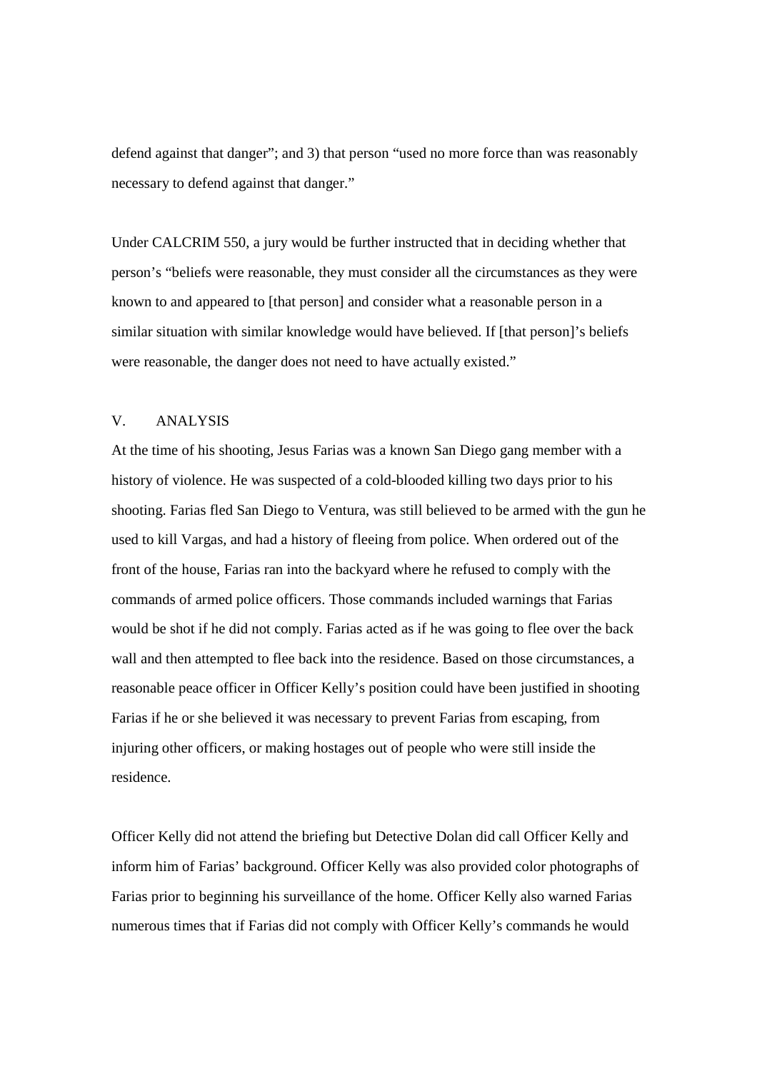defend against that danger"; and 3) that person "used no more force than was reasonably necessary to defend against that danger."

Under CALCRIM 550, a jury would be further instructed that in deciding whether that person's "beliefs were reasonable, they must consider all the circumstances as they were known to and appeared to [that person] and consider what a reasonable person in a similar situation with similar knowledge would have believed. If [that person]'s beliefs were reasonable, the danger does not need to have actually existed."

## V. ANALYSIS

At the time of his shooting, Jesus Farias was a known San Diego gang member with a history of violence. He was suspected of a cold-blooded killing two days prior to his shooting. Farias fled San Diego to Ventura, was still believed to be armed with the gun he used to kill Vargas, and had a history of fleeing from police. When ordered out of the front of the house, Farias ran into the backyard where he refused to comply with the commands of armed police officers. Those commands included warnings that Farias would be shot if he did not comply. Farias acted as if he was going to flee over the back wall and then attempted to flee back into the residence. Based on those circumstances, a reasonable peace officer in Officer Kelly's position could have been justified in shooting Farias if he or she believed it was necessary to prevent Farias from escaping, from injuring other officers, or making hostages out of people who were still inside the residence.

Officer Kelly did not attend the briefing but Detective Dolan did call Officer Kelly and inform him of Farias' background. Officer Kelly was also provided color photographs of Farias prior to beginning his surveillance of the home. Officer Kelly also warned Farias numerous times that if Farias did not comply with Officer Kelly's commands he would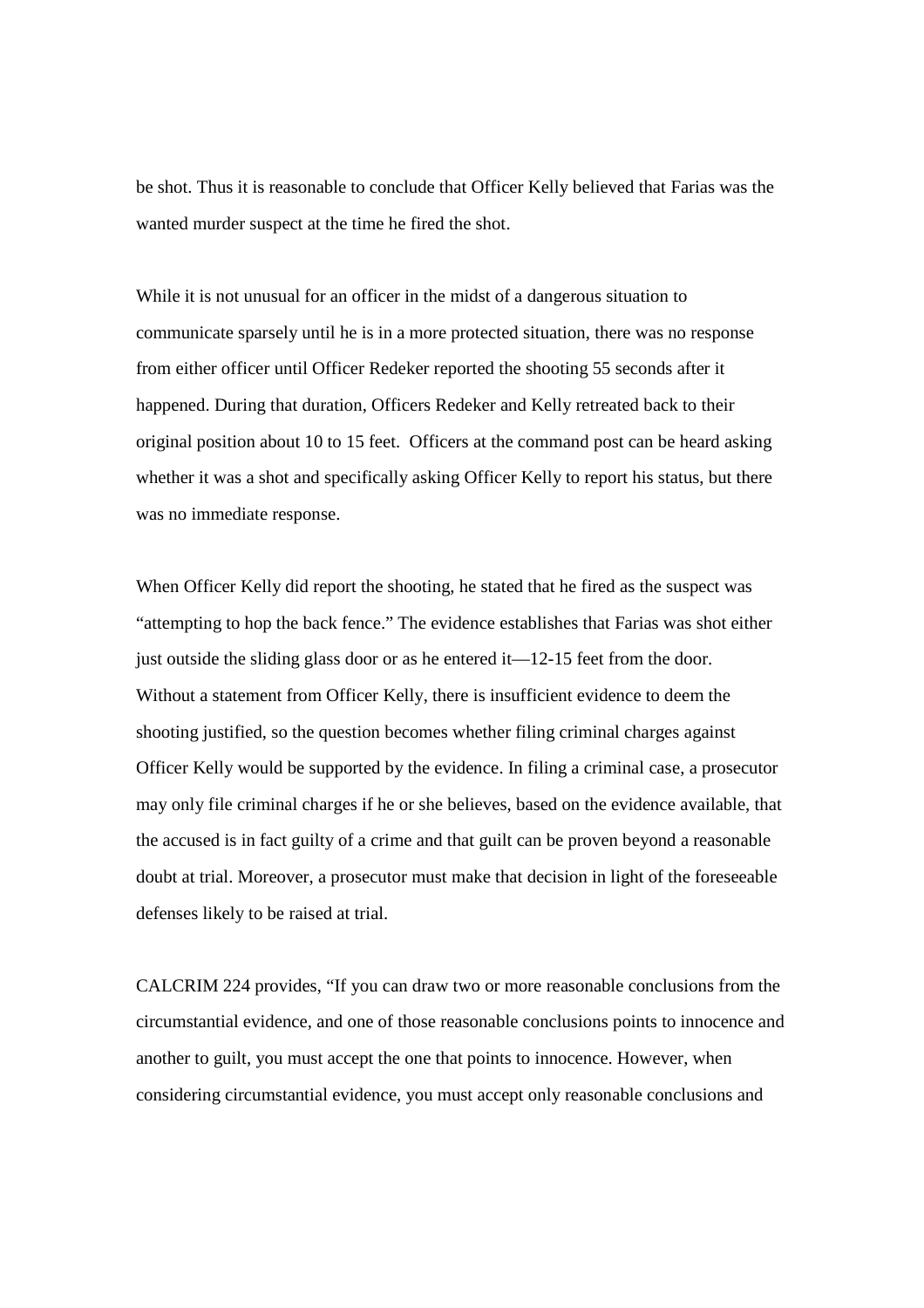be shot. Thus it is reasonable to conclude that Officer Kelly believed that Farias was the wanted murder suspect at the time he fired the shot.

While it is not unusual for an officer in the midst of a dangerous situation to communicate sparsely until he is in a more protected situation, there was no response from either officer until Officer Redeker reported the shooting 55 seconds after it happened. During that duration, Officers Redeker and Kelly retreated back to their original position about 10 to 15 feet. Officers at the command post can be heard asking whether it was a shot and specifically asking Officer Kelly to report his status, but there was no immediate response.

When Officer Kelly did report the shooting, he stated that he fired as the suspect was "attempting to hop the back fence." The evidence establishes that Farias was shot either just outside the sliding glass door or as he entered it—12-15 feet from the door. Without a statement from Officer Kelly, there is insufficient evidence to deem the shooting justified, so the question becomes whether filing criminal charges against Officer Kelly would be supported by the evidence. In filing a criminal case, a prosecutor may only file criminal charges if he or she believes, based on the evidence available, that the accused is in fact guilty of a crime and that guilt can be proven beyond a reasonable doubt at trial. Moreover, a prosecutor must make that decision in light of the foreseeable defenses likely to be raised at trial.

CALCRIM 224 provides, "If you can draw two or more reasonable conclusions from the circumstantial evidence, and one of those reasonable conclusions points to innocence and another to guilt, you must accept the one that points to innocence. However, when considering circumstantial evidence, you must accept only reasonable conclusions and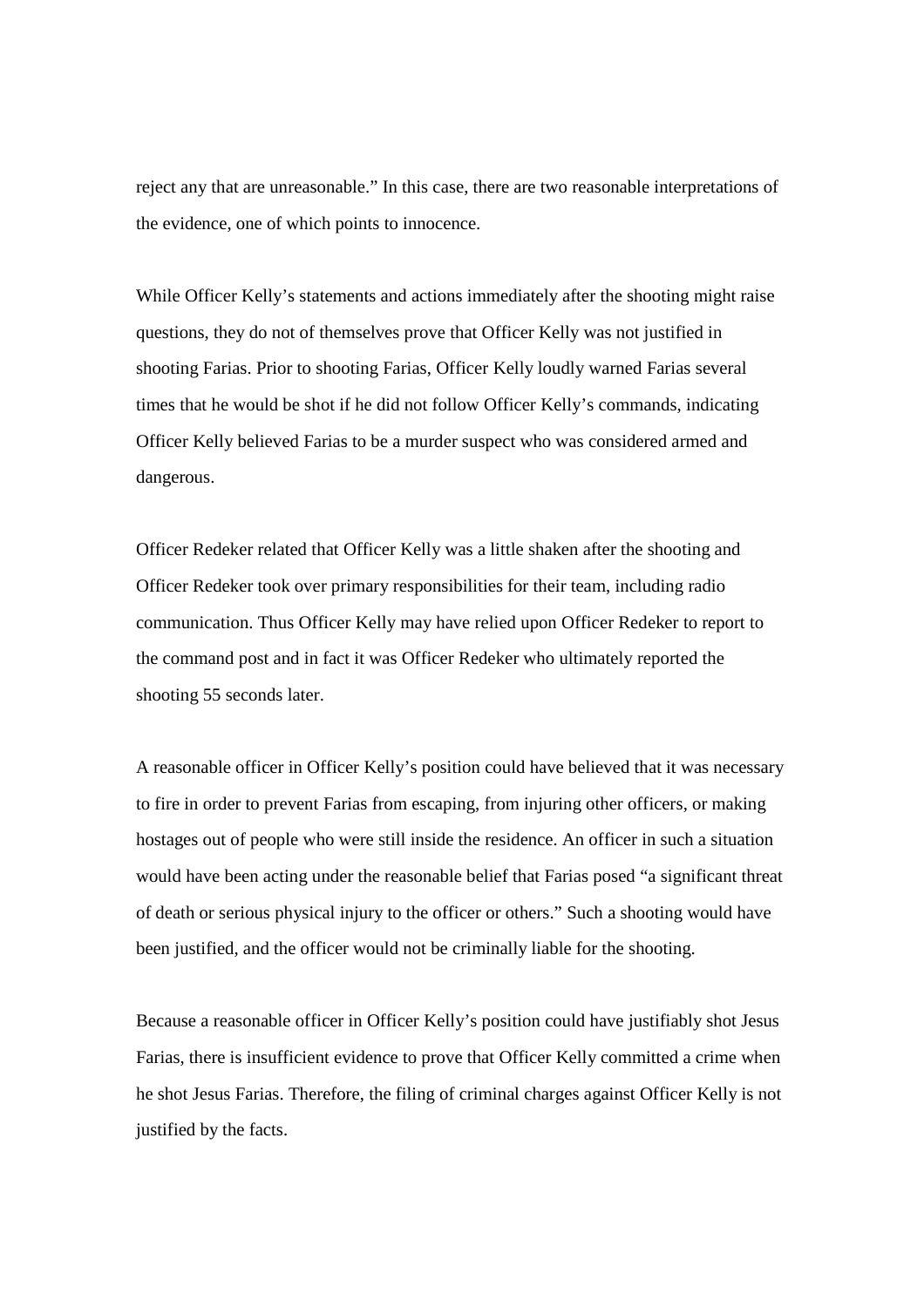reject any that are unreasonable." In this case, there are two reasonable interpretations of the evidence, one of which points to innocence.

While Officer Kelly's statements and actions immediately after the shooting might raise questions, they do not of themselves prove that Officer Kelly was not justified in shooting Farias. Prior to shooting Farias, Officer Kelly loudly warned Farias several times that he would be shot if he did not follow Officer Kelly's commands, indicating Officer Kelly believed Farias to be a murder suspect who was considered armed and dangerous.

Officer Redeker related that Officer Kelly was a little shaken after the shooting and Officer Redeker took over primary responsibilities for their team, including radio communication. Thus Officer Kelly may have relied upon Officer Redeker to report to the command post and in fact it was Officer Redeker who ultimately reported the shooting 55 seconds later.

A reasonable officer in Officer Kelly's position could have believed that it was necessary to fire in order to prevent Farias from escaping, from injuring other officers, or making hostages out of people who were still inside the residence. An officer in such a situation would have been acting under the reasonable belief that Farias posed "a significant threat of death or serious physical injury to the officer or others." Such a shooting would have been justified, and the officer would not be criminally liable for the shooting.

Because a reasonable officer in Officer Kelly's position could have justifiably shot Jesus Farias, there is insufficient evidence to prove that Officer Kelly committed a crime when he shot Jesus Farias. Therefore, the filing of criminal charges against Officer Kelly is not justified by the facts.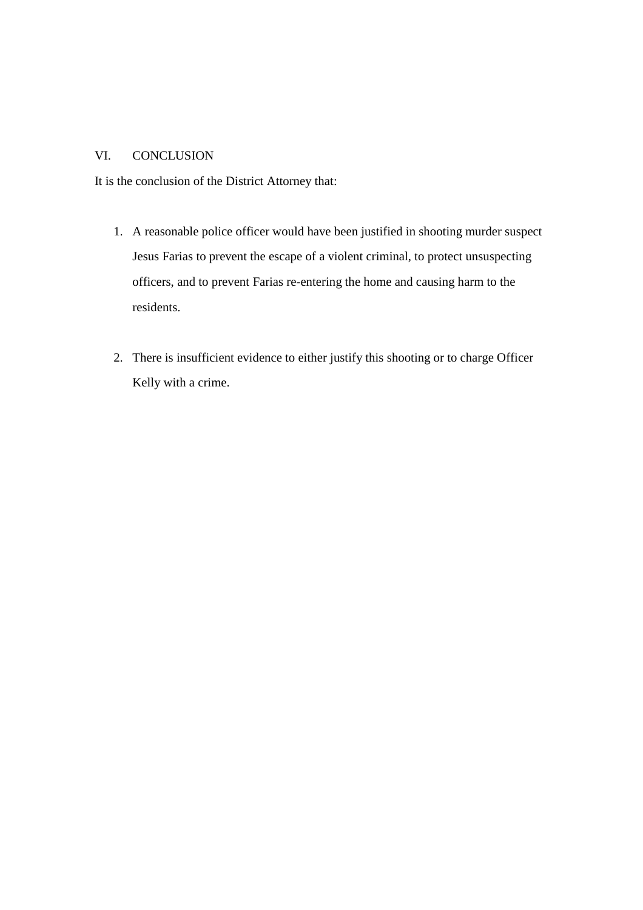## VI. CONCLUSION

It is the conclusion of the District Attorney that:

1. A reasonable police officer would have been justified in shooting murder suspect Jesus Farias to prevent the escape of a violent criminal, to protect unsuspecting officers, and to prevent Farias re-entering the home and causing harm to the residents.

2. There is insufficient evidence to either justify this shooting or to charge Officer Kelly with a crime.